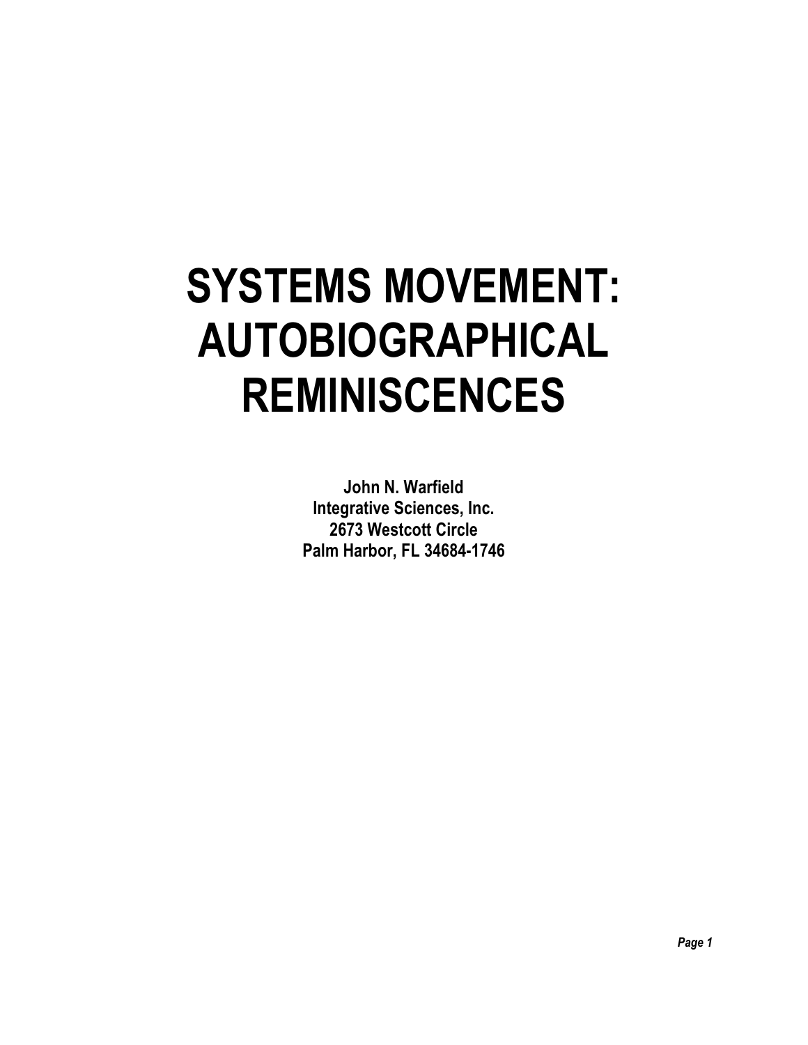# SYSTEMS MOVEMENT: AUTOBIOGRAPHICAL REMINISCENCES

**John N. Warfield**
**Integrative Sciences, Inc.**
**2673 Westcott Circle**
**Palm Harbor, FL 34684-1746**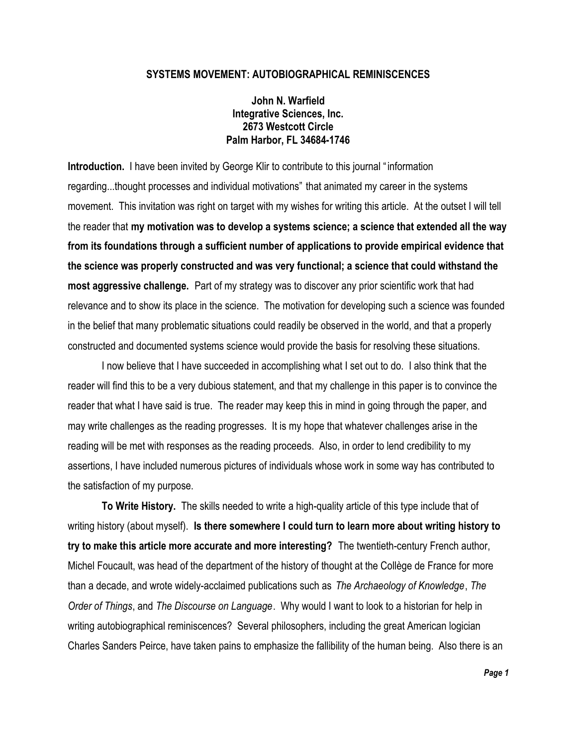# SYSTEMS MOVEMENT: AUTOBIOGRAPHICAL REMINISCENCES

**John N. Warfield**
**Integrative Sciences, Inc.**
**2673 Westcott Circle**
**Palm Harbor, FL 34684-1746**

**Introduction.** I have been invited by George Klir to contribute to this journal "information regarding...thought processes and individual motivations" that animated my career in the systems movement. This invitation was right on target with my wishes for writing this article. At the outset I will tell the reader that **my motivation was to develop a systems science; a science that extended all the way from its foundations through a sufficient number of applications to provide empirical evidence that the science was properly constructed and was very functional; a science that could withstand the most aggressive challenge.** Part of my strategy was to discover any prior scientific work that had relevance and to show its place in the science. The motivation for developing such a science was founded in the belief that many problematic situations could readily be observed in the world, and that a properly constructed and documented systems science would provide the basis for resolving these situations.

I now believe that I have succeeded in accomplishing what I set out to do. I also think that the reader will find this to be a very dubious statement, and that my challenge in this paper is to convince the reader that what I have said is true. The reader may keep this in mind in going through the paper, and may write challenges as the reading progresses. It is my hope that whatever challenges arise in the reading will be met with responses as the reading proceeds. Also, in order to lend credibility to my assertions, I have included numerous pictures of individuals whose work in some way has contributed to the satisfaction of my purpose.

**To Write History.** The skills needed to write a high-quality article of this type include that of writing history (about myself). **Is there somewhere I could turn to learn more about writing history to try to make this article more accurate and more interesting?** The twentieth-century French author, Michel Foucault, was head of the department of the history of thought at the Collège de France for more than a decade, and wrote widely-acclaimed publications such as *The Archaeology of Knowledge*, *The Order of Things*, and *The Discourse on Language*. Why would I want to look to a historian for help in writing autobiographical reminiscences? Several philosophers, including the great American logician Charles Sanders Peirce, have taken pains to emphasize the fallibility of the human being. Also there is an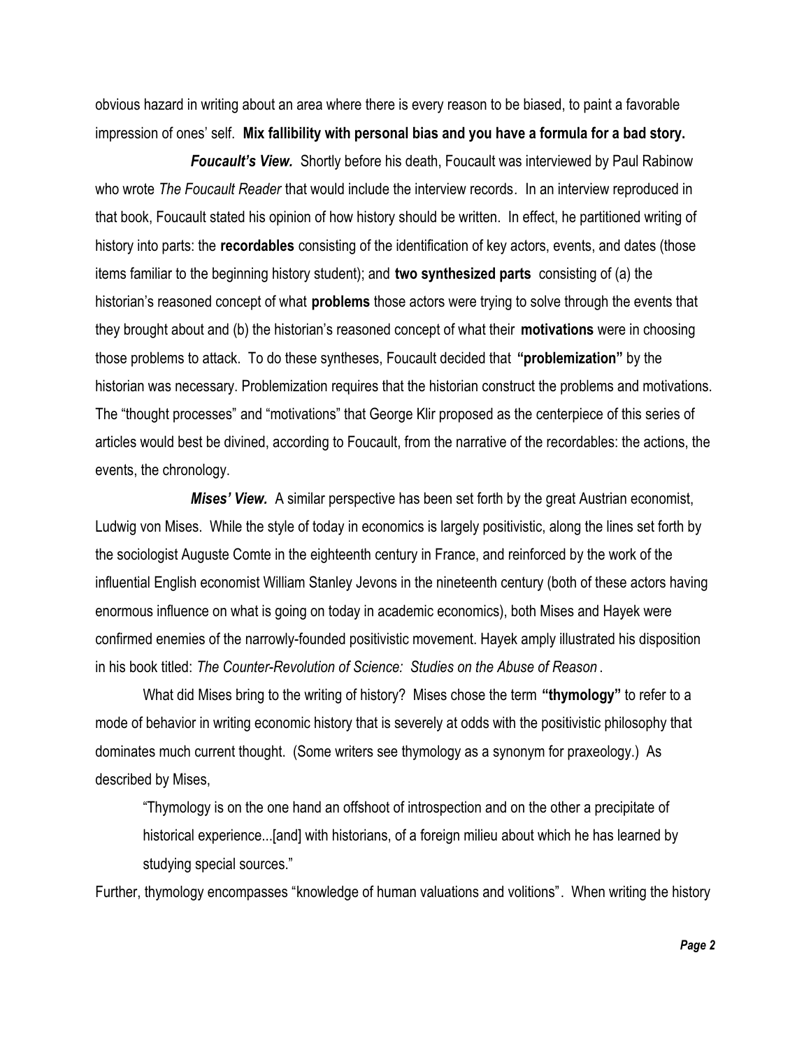obvious hazard in writing about an area where there is every reason to be biased, to paint a favorable impression of ones' self. **Mix fallibility with personal bias and you have a formula for a bad story.**

***Foucault's View.*** Shortly before his death, Foucault was interviewed by Paul Rabinow who wrote *The Foucault Reader* that would include the interview records. In an interview reproduced in that book, Foucault stated his opinion of how history should be written. In effect, he partitioned writing of history into parts: the **recordables** consisting of the identification of key actors, events, and dates (those items familiar to the beginning history student); and **two synthesized parts** consisting of (a) the historian's reasoned concept of what **problems** those actors were trying to solve through the events that they brought about and (b) the historian's reasoned concept of what their **motivations** were in choosing those problems to attack. To do these syntheses, Foucault decided that **"problemization"** by the historian was necessary. Problemization requires that the historian construct the problems and motivations. The "thought processes" and "motivations" that George Klir proposed as the centerpiece of this series of articles would best be divined, according to Foucault, from the narrative of the recordables: the actions, the events, the chronology.

***Mises' View.*** A similar perspective has been set forth by the great Austrian economist, Ludwig von Mises. While the style of today in economics is largely positivistic, along the lines set forth by the sociologist Auguste Comte in the eighteenth century in France, and reinforced by the work of the influential English economist William Stanley Jevons in the nineteenth century (both of these actors having enormous influence on what is going on today in academic economics), both Mises and Hayek were confirmed enemies of the narrowly-founded positivistic movement. Hayek amply illustrated his disposition in his book titled: *The Counter-Revolution of Science: Studies on the Abuse of Reason*.

What did Mises bring to the writing of history? Mises chose the term **"thymology"** to refer to a mode of behavior in writing economic history that is severely at odds with the positivistic philosophy that dominates much current thought. (Some writers see thymology as a synonym for praxeology.) As described by Mises,

> "Thymology is on the one hand an offshoot of introspection and on the other a precipitate of historical experience...[and] with historians, of a foreign milieu about which he has learned by studying special sources."

Further, thymology encompasses "knowledge of human valuations and volitions". When writing the history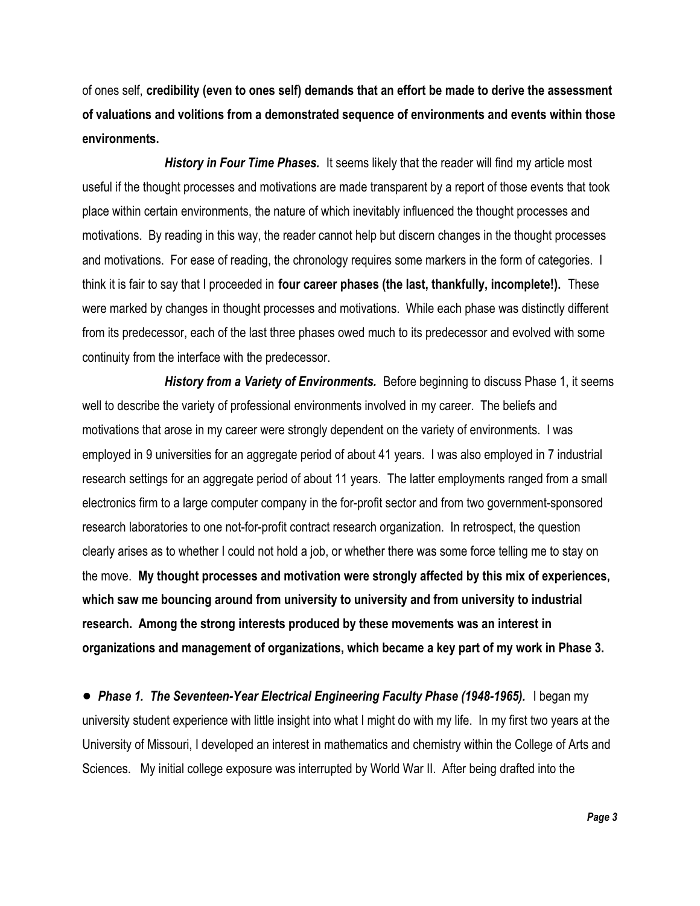of ones self, **credibility (even to ones self) demands that an effort be made to derive the assessment of valuations and volitions from a demonstrated sequence of environments and events within those environments.**

***History in Four Time Phases.*** It seems likely that the reader will find my article most useful if the thought processes and motivations are made transparent by a report of those events that took place within certain environments, the nature of which inevitably influenced the thought processes and motivations. By reading in this way, the reader cannot help but discern changes in the thought processes and motivations. For ease of reading, the chronology requires some markers in the form of categories. I think it is fair to say that I proceeded in **four career phases (the last, thankfully, incomplete!).** These were marked by changes in thought processes and motivations. While each phase was distinctly different from its predecessor, each of the last three phases owed much to its predecessor and evolved with some continuity from the interface with the predecessor.

***History from a Variety of Environments.*** Before beginning to discuss Phase 1, it seems well to describe the variety of professional environments involved in my career. The beliefs and motivations that arose in my career were strongly dependent on the variety of environments. I was employed in 9 universities for an aggregate period of about 41 years. I was also employed in 7 industrial research settings for an aggregate period of about 11 years. The latter employments ranged from a small electronics firm to a large computer company in the for-profit sector and from two government-sponsored research laboratories to one not-for-profit contract research organization. In retrospect, the question clearly arises as to whether I could not hold a job, or whether there was some force telling me to stay on the move. **My thought processes and motivation were strongly affected by this mix of experiences, which saw me bouncing around from university to university and from university to industrial research. Among the strong interests produced by these movements was an interest in organizations and management of organizations, which became a key part of my work in Phase 3.**

- ***Phase 1. The Seventeen-Year Electrical Engineering Faculty Phase (1948-1965).*** I began my university student experience with little insight into what I might do with my life. In my first two years at the University of Missouri, I developed an interest in mathematics and chemistry within the College of Arts and Sciences. My initial college exposure was interrupted by World War II. After being drafted into the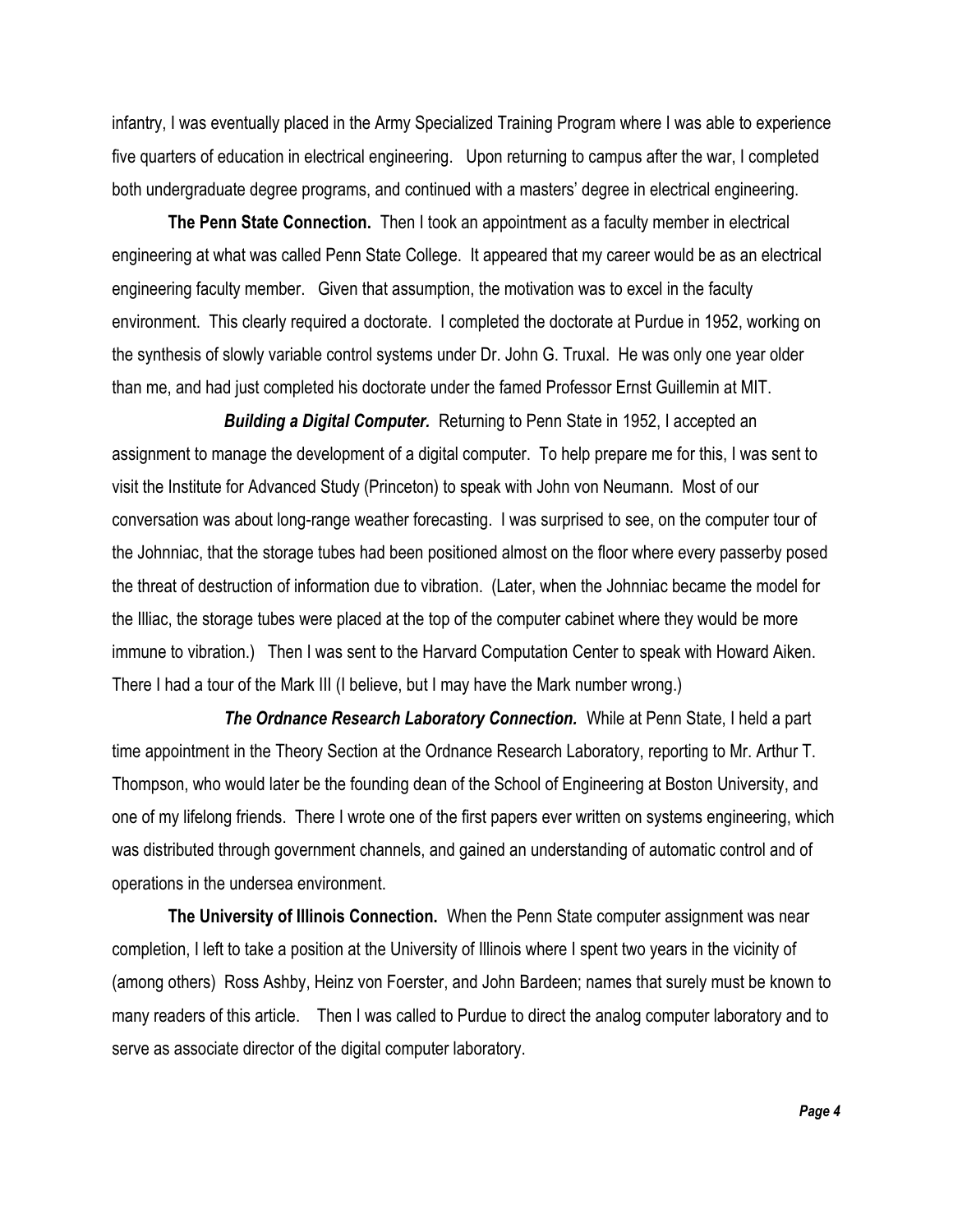infantry, I was eventually placed in the Army Specialized Training Program where I was able to experience five quarters of education in electrical engineering. Upon returning to campus after the war, I completed both undergraduate degree programs, and continued with a masters' degree in electrical engineering.

**The Penn State Connection.** Then I took an appointment as a faculty member in electrical engineering at what was called Penn State College. It appeared that my career would be as an electrical engineering faculty member. Given that assumption, the motivation was to excel in the faculty environment. This clearly required a doctorate. I completed the doctorate at Purdue in 1952, working on the synthesis of slowly variable control systems under Dr. John G. Truxal. He was only one year older than me, and had just completed his doctorate under the famed Professor Ernst Guillemin at MIT.

***Building a Digital Computer.*** Returning to Penn State in 1952, I accepted an assignment to manage the development of a digital computer. To help prepare me for this, I was sent to visit the Institute for Advanced Study (Princeton) to speak with John von Neumann. Most of our conversation was about long-range weather forecasting. I was surprised to see, on the computer tour of the Johnniac, that the storage tubes had been positioned almost on the floor where every passerby posed the threat of destruction of information due to vibration. (Later, when the Johnniac became the model for the Illiac, the storage tubes were placed at the top of the computer cabinet where they would be more immune to vibration.) Then I was sent to the Harvard Computation Center to speak with Howard Aiken. There I had a tour of the Mark III (I believe, but I may have the Mark number wrong.)

***The Ordnance Research Laboratory Connection.*** While at Penn State, I held a part time appointment in the Theory Section at the Ordnance Research Laboratory, reporting to Mr. Arthur T. Thompson, who would later be the founding dean of the School of Engineering at Boston University, and one of my lifelong friends. There I wrote one of the first papers ever written on systems engineering, which was distributed through government channels, and gained an understanding of automatic control and of operations in the undersea environment.

**The University of Illinois Connection.** When the Penn State computer assignment was near completion, I left to take a position at the University of Illinois where I spent two years in the vicinity of (among others) Ross Ashby, Heinz von Foerster, and John Bardeen; names that surely must be known to many readers of this article. Then I was called to Purdue to direct the analog computer laboratory and to serve as associate director of the digital computer laboratory.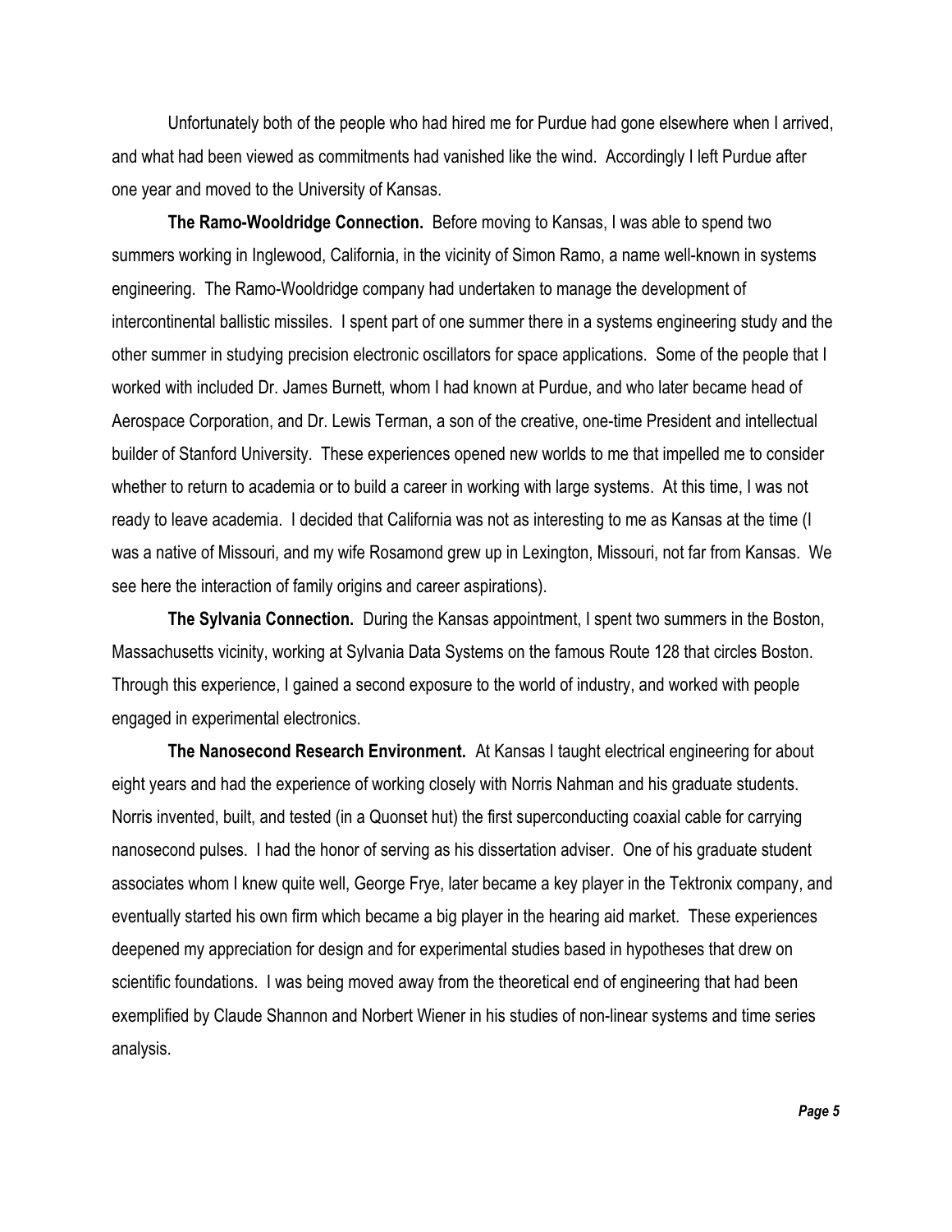Unfortunately both of the people who had hired me for Purdue had gone elsewhere when I arrived, and what had been viewed as commitments had vanished like the wind. Accordingly I left Purdue after one year and moved to the University of Kansas.

**The Ramo-Wooldridge Connection.** Before moving to Kansas, I was able to spend two summers working in Inglewood, California, in the vicinity of Simon Ramo, a name well-known in systems engineering. The Ramo-Wooldridge company had undertaken to manage the development of intercontinental ballistic missiles. I spent part of one summer there in a systems engineering study and the other summer in studying precision electronic oscillators for space applications. Some of the people that I worked with included Dr. James Burnett, whom I had known at Purdue, and who later became head of Aerospace Corporation, and Dr. Lewis Terman, a son of the creative, one-time President and intellectual builder of Stanford University. These experiences opened new worlds to me that impelled me to consider whether to return to academia or to build a career in working with large systems. At this time, I was not ready to leave academia. I decided that California was not as interesting to me as Kansas at the time (I was a native of Missouri, and my wife Rosamond grew up in Lexington, Missouri, not far from Kansas. We see here the interaction of family origins and career aspirations).

**The Sylvania Connection.** During the Kansas appointment, I spent two summers in the Boston, Massachusetts vicinity, working at Sylvania Data Systems on the famous Route 128 that circles Boston. Through this experience, I gained a second exposure to the world of industry, and worked with people engaged in experimental electronics.

**The Nanosecond Research Environment.** At Kansas I taught electrical engineering for about eight years and had the experience of working closely with Norris Nahman and his graduate students. Norris invented, built, and tested (in a Quonset hut) the first superconducting coaxial cable for carrying nanosecond pulses. I had the honor of serving as his dissertation adviser. One of his graduate student associates whom I knew quite well, George Frye, later became a key player in the Tektronix company, and eventually started his own firm which became a big player in the hearing aid market. These experiences deepened my appreciation for design and for experimental studies based in hypotheses that drew on scientific foundations. I was being moved away from the theoretical end of engineering that had been exemplified by Claude Shannon and Norbert Wiener in his studies of non-linear systems and time series analysis.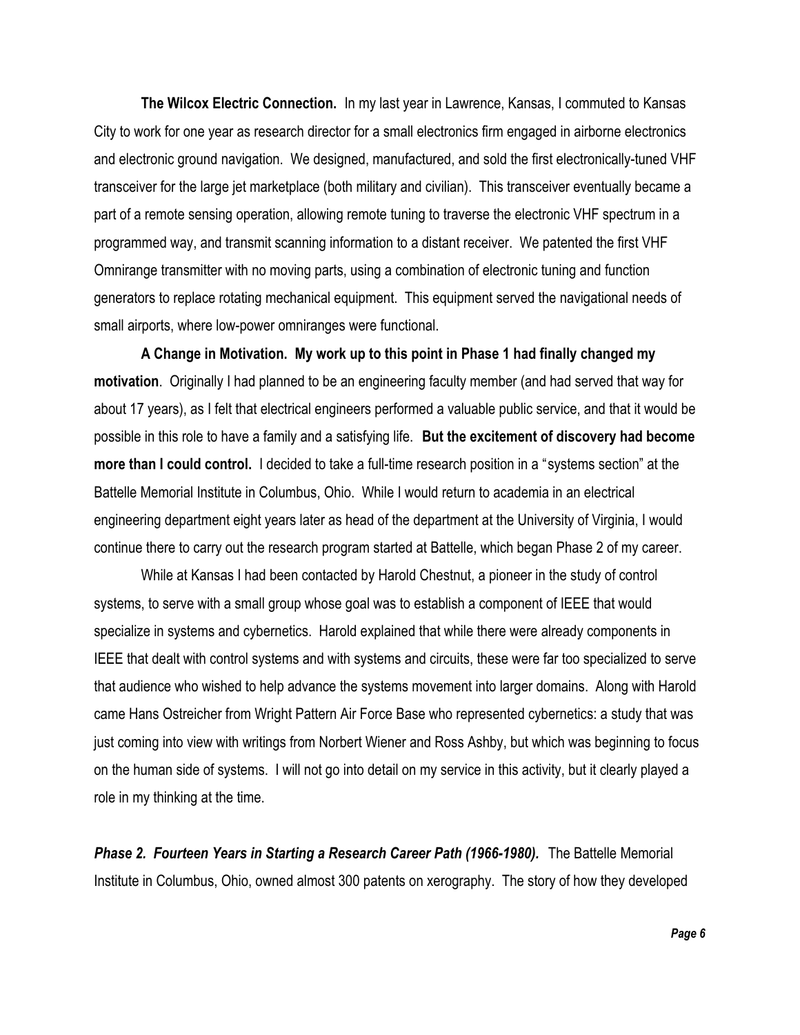**The Wilcox Electric Connection.** In my last year in Lawrence, Kansas, I commuted to Kansas City to work for one year as research director for a small electronics firm engaged in airborne electronics and electronic ground navigation. We designed, manufactured, and sold the first electronically-tuned VHF transceiver for the large jet marketplace (both military and civilian). This transceiver eventually became a part of a remote sensing operation, allowing remote tuning to traverse the electronic VHF spectrum in a programmed way, and transmit scanning information to a distant receiver. We patented the first VHF Omnirange transmitter with no moving parts, using a combination of electronic tuning and function generators to replace rotating mechanical equipment. This equipment served the navigational needs of small airports, where low-power omniranges were functional.

**A Change in Motivation. My work up to this point in Phase 1 had finally changed my motivation**. Originally I had planned to be an engineering faculty member (and had served that way for about 17 years), as I felt that electrical engineers performed a valuable public service, and that it would be possible in this role to have a family and a satisfying life. **But the excitement of discovery had become more than I could control.** I decided to take a full-time research position in a "systems section" at the Battelle Memorial Institute in Columbus, Ohio. While I would return to academia in an electrical engineering department eight years later as head of the department at the University of Virginia, I would continue there to carry out the research program started at Battelle, which began Phase 2 of my career.

While at Kansas I had been contacted by Harold Chestnut, a pioneer in the study of control systems, to serve with a small group whose goal was to establish a component of IEEE that would specialize in systems and cybernetics. Harold explained that while there were already components in IEEE that dealt with control systems and with systems and circuits, these were far too specialized to serve that audience who wished to help advance the systems movement into larger domains. Along with Harold came Hans Ostreicher from Wright Pattern Air Force Base who represented cybernetics: a study that was just coming into view with writings from Norbert Wiener and Ross Ashby, but which was beginning to focus on the human side of systems. I will not go into detail on my service in this activity, but it clearly played a role in my thinking at the time.

***Phase 2. Fourteen Years in Starting a Research Career Path (1966-1980).*** The Battelle Memorial Institute in Columbus, Ohio, owned almost 300 patents on xerography. The story of how they developed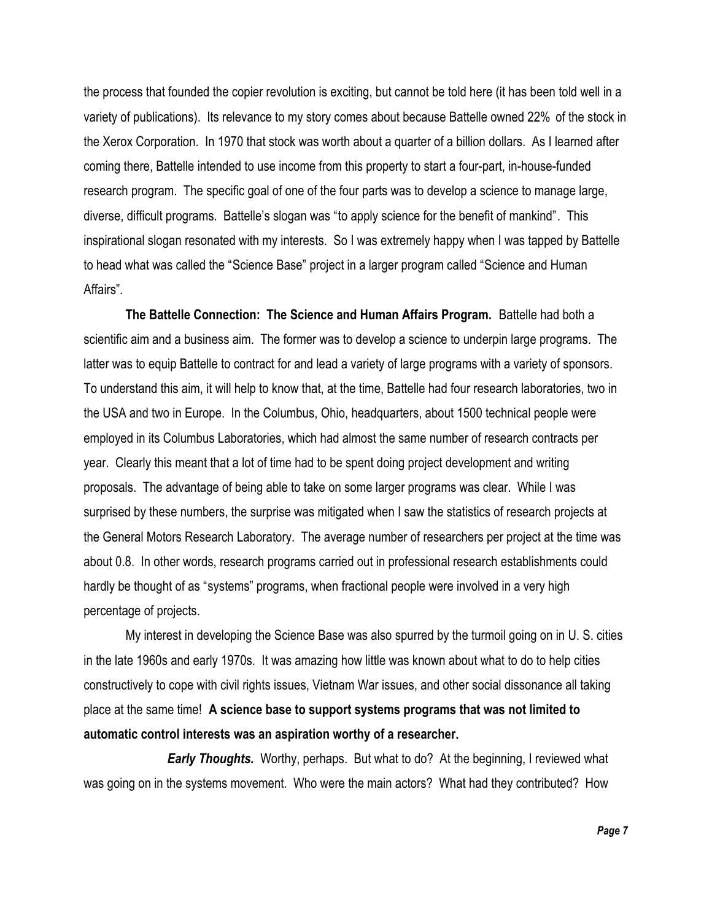the process that founded the copier revolution is exciting, but cannot be told here (it has been told well in a variety of publications). Its relevance to my story comes about because Battelle owned 22% of the stock in the Xerox Corporation. In 1970 that stock was worth about a quarter of a billion dollars. As I learned after coming there, Battelle intended to use income from this property to start a four-part, in-house-funded research program. The specific goal of one of the four parts was to develop a science to manage large, diverse, difficult programs. Battelle's slogan was "to apply science for the benefit of mankind". This inspirational slogan resonated with my interests. So I was extremely happy when I was tapped by Battelle to head what was called the "Science Base" project in a larger program called "Science and Human Affairs".

**The Battelle Connection: The Science and Human Affairs Program.** Battelle had both a scientific aim and a business aim. The former was to develop a science to underpin large programs. The latter was to equip Battelle to contract for and lead a variety of large programs with a variety of sponsors. To understand this aim, it will help to know that, at the time, Battelle had four research laboratories, two in the USA and two in Europe. In the Columbus, Ohio, headquarters, about 1500 technical people were employed in its Columbus Laboratories, which had almost the same number of research contracts per year. Clearly this meant that a lot of time had to be spent doing project development and writing proposals. The advantage of being able to take on some larger programs was clear. While I was surprised by these numbers, the surprise was mitigated when I saw the statistics of research projects at the General Motors Research Laboratory. The average number of researchers per project at the time was about 0.8. In other words, research programs carried out in professional research establishments could hardly be thought of as "systems" programs, when fractional people were involved in a very high percentage of projects.

My interest in developing the Science Base was also spurred by the turmoil going on in U. S. cities in the late 1960s and early 1970s. It was amazing how little was known about what to do to help cities constructively to cope with civil rights issues, Vietnam War issues, and other social dissonance all taking place at the same time! **A science base to support systems programs that was not limited to automatic control interests was an aspiration worthy of a researcher.**

***Early Thoughts.*** Worthy, perhaps. But what to do? At the beginning, I reviewed what was going on in the systems movement. Who were the main actors? What had they contributed? How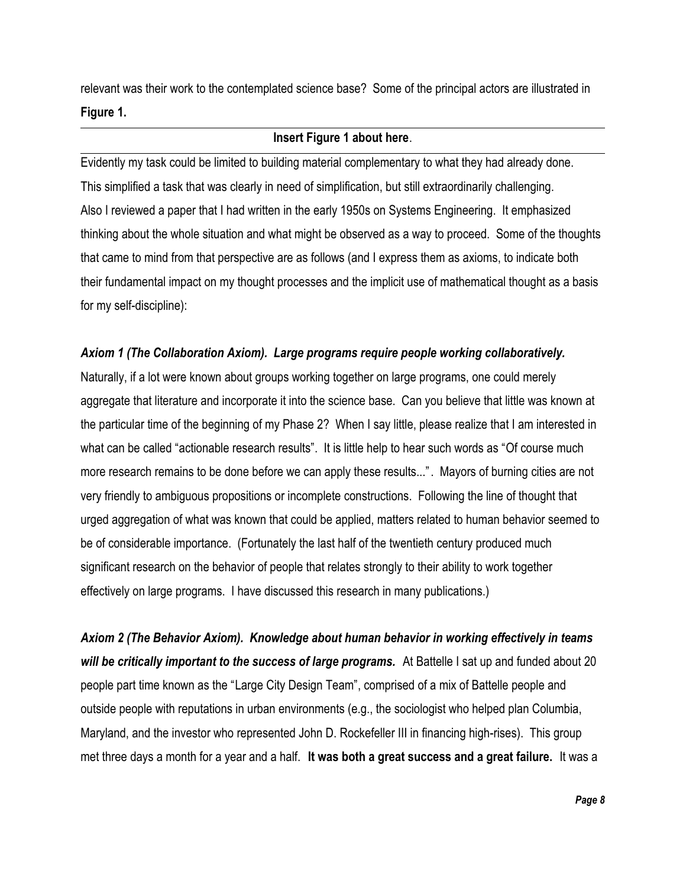relevant was their work to the contemplated science base? Some of the principal actors are illustrated in **Figure 1.**

---

**Insert Figure 1 about here**.

---

Evidently my task could be limited to building material complementary to what they had already done. This simplified a task that was clearly in need of simplification, but still extraordinarily challenging. Also I reviewed a paper that I had written in the early 1950s on Systems Engineering. It emphasized thinking about the whole situation and what might be observed as a way to proceed. Some of the thoughts that came to mind from that perspective are as follows (and I express them as axioms, to indicate both their fundamental impact on my thought processes and the implicit use of mathematical thought as a basis for my self-discipline):

***Axiom 1 (The Collaboration Axiom). Large programs require people working collaboratively.*** Naturally, if a lot were known about groups working together on large programs, one could merely aggregate that literature and incorporate it into the science base. Can you believe that little was known at the particular time of the beginning of my Phase 2? When I say little, please realize that I am interested in what can be called "actionable research results". It is little help to hear such words as "Of course much more research remains to be done before we can apply these results...". Mayors of burning cities are not very friendly to ambiguous propositions or incomplete constructions. Following the line of thought that urged aggregation of what was known that could be applied, matters related to human behavior seemed to be of considerable importance. (Fortunately the last half of the twentieth century produced much significant research on the behavior of people that relates strongly to their ability to work together effectively on large programs. I have discussed this research in many publications.)

***Axiom 2 (The Behavior Axiom). Knowledge about human behavior in working effectively in teams will be critically important to the success of large programs.*** At Battelle I sat up and funded about 20 people part time known as the "Large City Design Team", comprised of a mix of Battelle people and outside people with reputations in urban environments (e.g., the sociologist who helped plan Columbia, Maryland, and the investor who represented John D. Rockefeller III in financing high-rises). This group met three days a month for a year and a half. **It was both a great success and a great failure.** It was a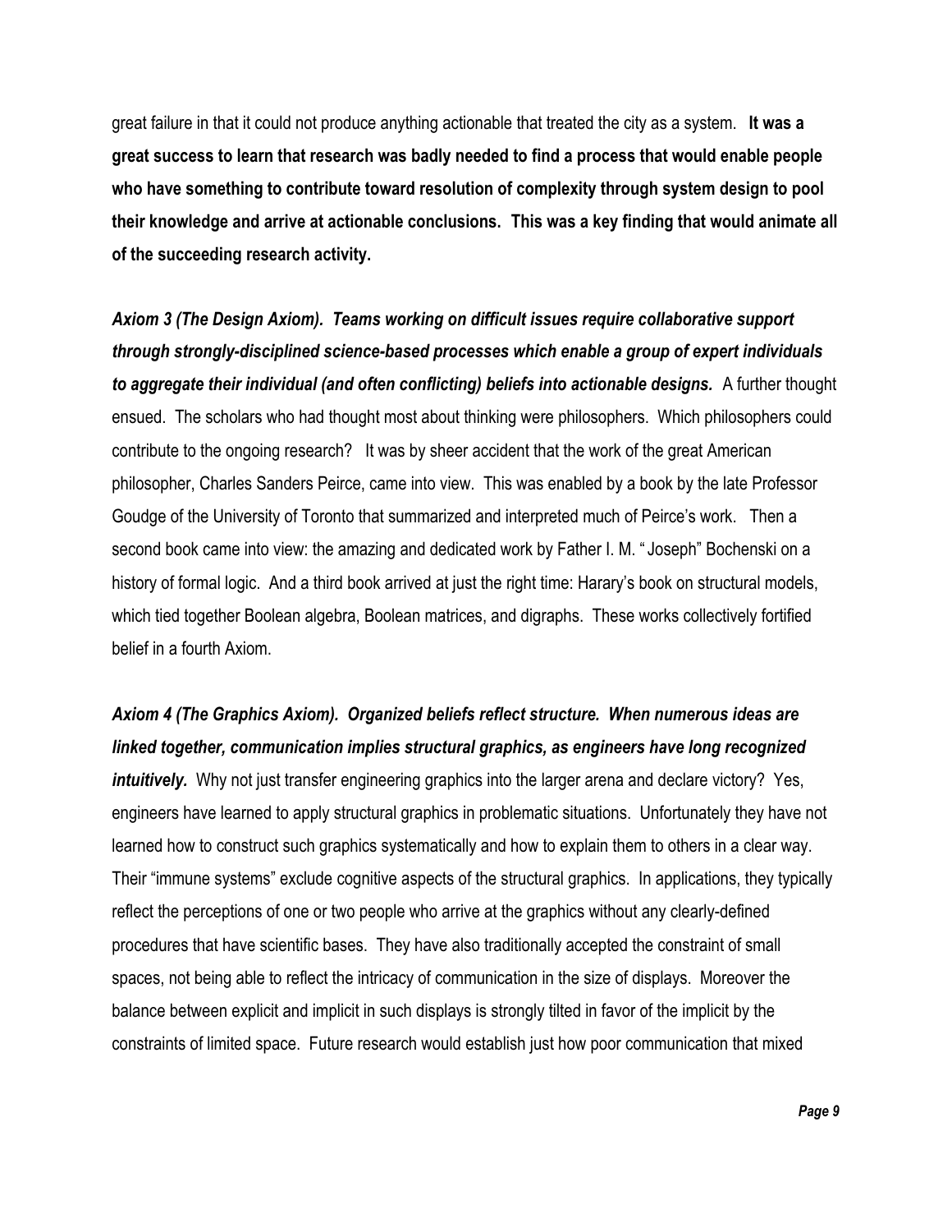great failure in that it could not produce anything actionable that treated the city as a system. **It was a great success to learn that research was badly needed to find a process that would enable people who have something to contribute toward resolution of complexity through system design to pool their knowledge and arrive at actionable conclusions. This was a key finding that would animate all of the succeeding research activity.**

***Axiom 3 (The Design Axiom). Teams working on difficult issues require collaborative support through strongly-disciplined science-based processes which enable a group of expert individuals to aggregate their individual (and often conflicting) beliefs into actionable designs.*** A further thought ensued. The scholars who had thought most about thinking were philosophers. Which philosophers could contribute to the ongoing research? It was by sheer accident that the work of the great American philosopher, Charles Sanders Peirce, came into view. This was enabled by a book by the late Professor Goudge of the University of Toronto that summarized and interpreted much of Peirce's work. Then a second book came into view: the amazing and dedicated work by Father I. M. " Joseph" Bochenski on a history of formal logic. And a third book arrived at just the right time: Harary's book on structural models, which tied together Boolean algebra, Boolean matrices, and digraphs. These works collectively fortified belief in a fourth Axiom.

***Axiom 4 (The Graphics Axiom). Organized beliefs reflect structure. When numerous ideas are linked together, communication implies structural graphics, as engineers have long recognized intuitively.*** Why not just transfer engineering graphics into the larger arena and declare victory? Yes, engineers have learned to apply structural graphics in problematic situations. Unfortunately they have not learned how to construct such graphics systematically and how to explain them to others in a clear way. Their "immune systems" exclude cognitive aspects of the structural graphics. In applications, they typically reflect the perceptions of one or two people who arrive at the graphics without any clearly-defined procedures that have scientific bases. They have also traditionally accepted the constraint of small spaces, not being able to reflect the intricacy of communication in the size of displays. Moreover the balance between explicit and implicit in such displays is strongly tilted in favor of the implicit by the constraints of limited space. Future research would establish just how poor communication that mixed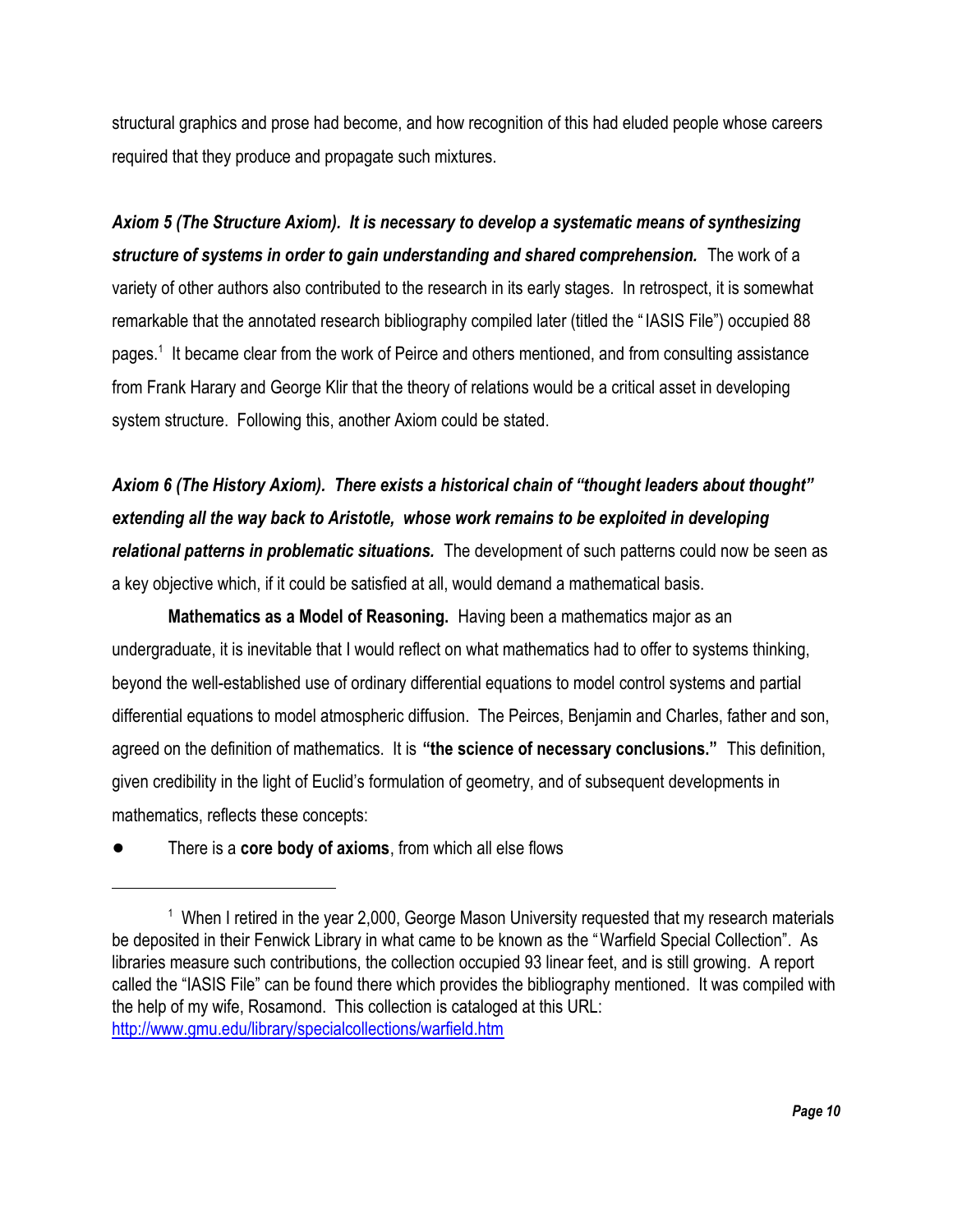structural graphics and prose had become, and how recognition of this had eluded people whose careers required that they produce and propagate such mixtures.

***Axiom 5 (The Structure Axiom). It is necessary to develop a systematic means of synthesizing structure of systems in order to gain understanding and shared comprehension.*** The work of a variety of other authors also contributed to the research in its early stages. In retrospect, it is somewhat remarkable that the annotated research bibliography compiled later (titled the "IASIS File") occupied 88 pages.[1] It became clear from the work of Peirce and others mentioned, and from consulting assistance from Frank Harary and George Klir that the theory of relations would be a critical asset in developing system structure. Following this, another Axiom could be stated.

***Axiom 6 (The History Axiom). There exists a historical chain of "thought leaders about thought" extending all the way back to Aristotle, whose work remains to be exploited in developing relational patterns in problematic situations.*** The development of such patterns could now be seen as a key objective which, if it could be satisfied at all, would demand a mathematical basis.

**Mathematics as a Model of Reasoning.** Having been a mathematics major as an undergraduate, it is inevitable that I would reflect on what mathematics had to offer to systems thinking, beyond the well-established use of ordinary differential equations to model control systems and partial differential equations to model atmospheric diffusion. The Peirces, Benjamin and Charles, father and son, agreed on the definition of mathematics. It is **"the science of necessary conclusions."** This definition, given credibility in the light of Euclid's formulation of geometry, and of subsequent developments in mathematics, reflects these concepts:

- There is a **core body of axioms**, from which all else flows

---

[1] When I retired in the year 2,000, George Mason University requested that my research materials be deposited in their Fenwick Library in what came to be known as the "Warfield Special Collection". As libraries measure such contributions, the collection occupied 93 linear feet, and is still growing. A report called the "IASIS File" can be found there which provides the bibliography mentioned. It was compiled with the help of my wife, Rosamond. This collection is cataloged at this URL: http://www.gmu.edu/library/specialcollections/warfield.htm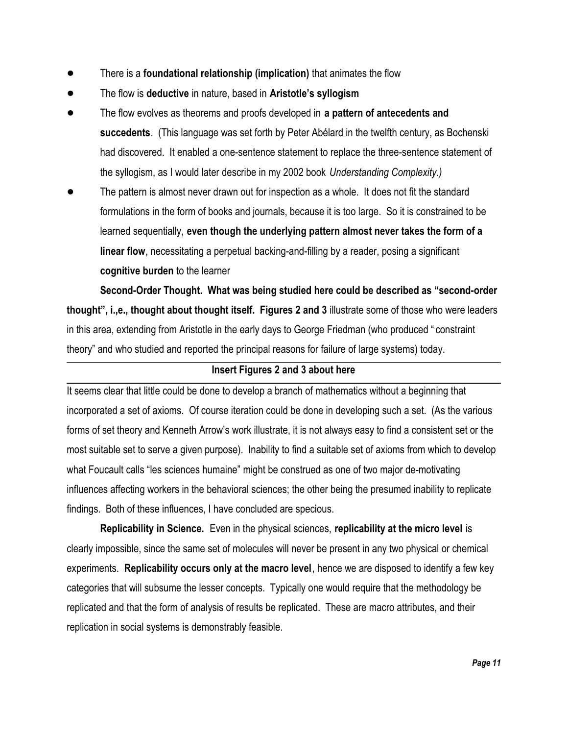- There is a **foundational relationship (implication)** that animates the flow
- The flow is **deductive** in nature, based in **Aristotle's syllogism**
- The flow evolves as theorems and proofs developed in **a pattern of antecedents and succedents**. (This language was set forth by Peter Abélard in the twelfth century, as Bochenski had discovered. It enabled a one-sentence statement to replace the three-sentence statement of the syllogism, as I would later describe in my 2002 book *Understanding Complexity.)*
- The pattern is almost never drawn out for inspection as a whole. It does not fit the standard formulations in the form of books and journals, because it is too large. So it is constrained to be learned sequentially, **even though the underlying pattern almost never takes the form of a linear flow**, necessitating a perpetual backing-and-filling by a reader, posing a significant **cognitive burden** to the learner

**Second-Order Thought. What was being studied here could be described as "second-order thought", i.,e., thought about thought itself. Figures 2 and 3** illustrate some of those who were leaders in this area, extending from Aristotle in the early days to George Friedman (who produced " constraint theory" and who studied and reported the principal reasons for failure of large systems) today.

---

**Insert Figures 2 and 3 about here**

---

It seems clear that little could be done to develop a branch of mathematics without a beginning that incorporated a set of axioms. Of course iteration could be done in developing such a set. (As the various forms of set theory and Kenneth Arrow's work illustrate, it is not always easy to find a consistent set or the most suitable set to serve a given purpose). Inability to find a suitable set of axioms from which to develop what Foucault calls "les sciences humaine" might be construed as one of two major de-motivating influences affecting workers in the behavioral sciences; the other being the presumed inability to replicate findings. Both of these influences, I have concluded are specious.

**Replicability in Science.** Even in the physical sciences, **replicability at the micro level** is clearly impossible, since the same set of molecules will never be present in any two physical or chemical experiments. **Replicability occurs only at the macro level**, hence we are disposed to identify a few key categories that will subsume the lesser concepts. Typically one would require that the methodology be replicated and that the form of analysis of results be replicated. These are macro attributes, and their replication in social systems is demonstrably feasible.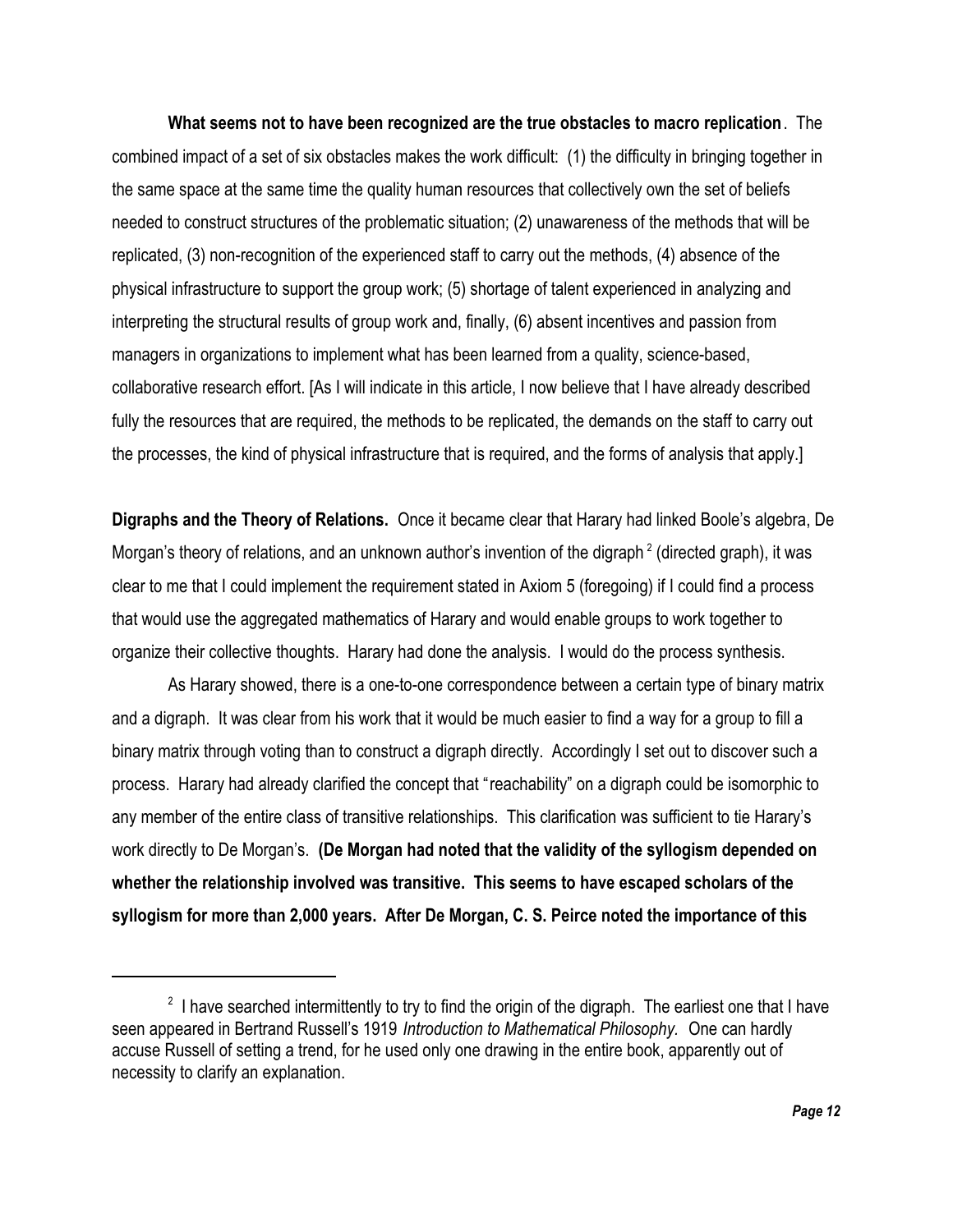**What seems not to have been recognized are the true obstacles to macro replication**. The combined impact of a set of six obstacles makes the work difficult: (1) the difficulty in bringing together in the same space at the same time the quality human resources that collectively own the set of beliefs needed to construct structures of the problematic situation; (2) unawareness of the methods that will be replicated, (3) non-recognition of the experienced staff to carry out the methods, (4) absence of the physical infrastructure to support the group work; (5) shortage of talent experienced in analyzing and interpreting the structural results of group work and, finally, (6) absent incentives and passion from managers in organizations to implement what has been learned from a quality, science-based, collaborative research effort. [As I will indicate in this article, I now believe that I have already described fully the resources that are required, the methods to be replicated, the demands on the staff to carry out the processes, the kind of physical infrastructure that is required, and the forms of analysis that apply.]

**Digraphs and the Theory of Relations.** Once it became clear that Harary had linked Boole's algebra, De Morgan's theory of relations, and an unknown author's invention of the digraph [2] (directed graph), it was clear to me that I could implement the requirement stated in Axiom 5 (foregoing) if I could find a process that would use the aggregated mathematics of Harary and would enable groups to work together to organize their collective thoughts. Harary had done the analysis. I would do the process synthesis.

As Harary showed, there is a one-to-one correspondence between a certain type of binary matrix and a digraph. It was clear from his work that it would be much easier to find a way for a group to fill a binary matrix through voting than to construct a digraph directly. Accordingly I set out to discover such a process. Harary had already clarified the concept that "reachability" on a digraph could be isomorphic to any member of the entire class of transitive relationships. This clarification was sufficient to tie Harary's work directly to De Morgan's. **(De Morgan had noted that the validity of the syllogism depended on whether the relationship involved was transitive. This seems to have escaped scholars of the syllogism for more than 2,000 years. After De Morgan, C. S. Peirce noted the importance of this**

[2] I have searched intermittently to try to find the origin of the digraph. The earliest one that I have seen appeared in Bertrand Russell's 1919 *Introduction to Mathematical Philosophy.* One can hardly accuse Russell of setting a trend, for he used only one drawing in the entire book, apparently out of necessity to clarify an explanation.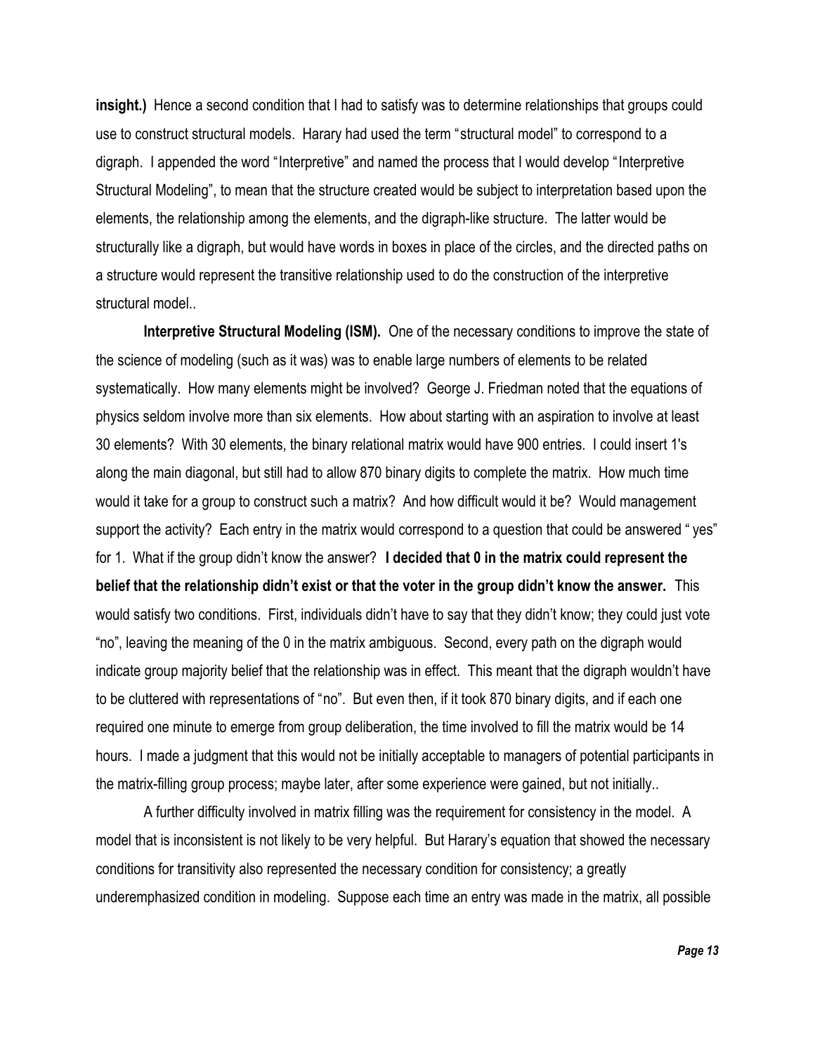**insight.)** Hence a second condition that I had to satisfy was to determine relationships that groups could use to construct structural models. Harary had used the term "structural model" to correspond to a digraph. I appended the word "Interpretive" and named the process that I would develop "Interpretive Structural Modeling", to mean that the structure created would be subject to interpretation based upon the elements, the relationship among the elements, and the digraph-like structure. The latter would be structurally like a digraph, but would have words in boxes in place of the circles, and the directed paths on a structure would represent the transitive relationship used to do the construction of the interpretive structural model..

**Interpretive Structural Modeling (ISM).** One of the necessary conditions to improve the state of the science of modeling (such as it was) was to enable large numbers of elements to be related systematically. How many elements might be involved? George J. Friedman noted that the equations of physics seldom involve more than six elements. How about starting with an aspiration to involve at least 30 elements? With 30 elements, the binary relational matrix would have 900 entries. I could insert 1's along the main diagonal, but still had to allow 870 binary digits to complete the matrix. How much time would it take for a group to construct such a matrix? And how difficult would it be? Would management support the activity? Each entry in the matrix would correspond to a question that could be answered " yes" for 1. What if the group didn't know the answer? **I decided that 0 in the matrix could represent the belief that the relationship didn't exist or that the voter in the group didn't know the answer.** This would satisfy two conditions. First, individuals didn't have to say that they didn't know; they could just vote "no", leaving the meaning of the 0 in the matrix ambiguous. Second, every path on the digraph would indicate group majority belief that the relationship was in effect. This meant that the digraph wouldn't have to be cluttered with representations of "no". But even then, if it took 870 binary digits, and if each one required one minute to emerge from group deliberation, the time involved to fill the matrix would be 14 hours. I made a judgment that this would not be initially acceptable to managers of potential participants in the matrix-filling group process; maybe later, after some experience were gained, but not initially..

A further difficulty involved in matrix filling was the requirement for consistency in the model. A model that is inconsistent is not likely to be very helpful. But Harary's equation that showed the necessary conditions for transitivity also represented the necessary condition for consistency; a greatly underemphasized condition in modeling. Suppose each time an entry was made in the matrix, all possible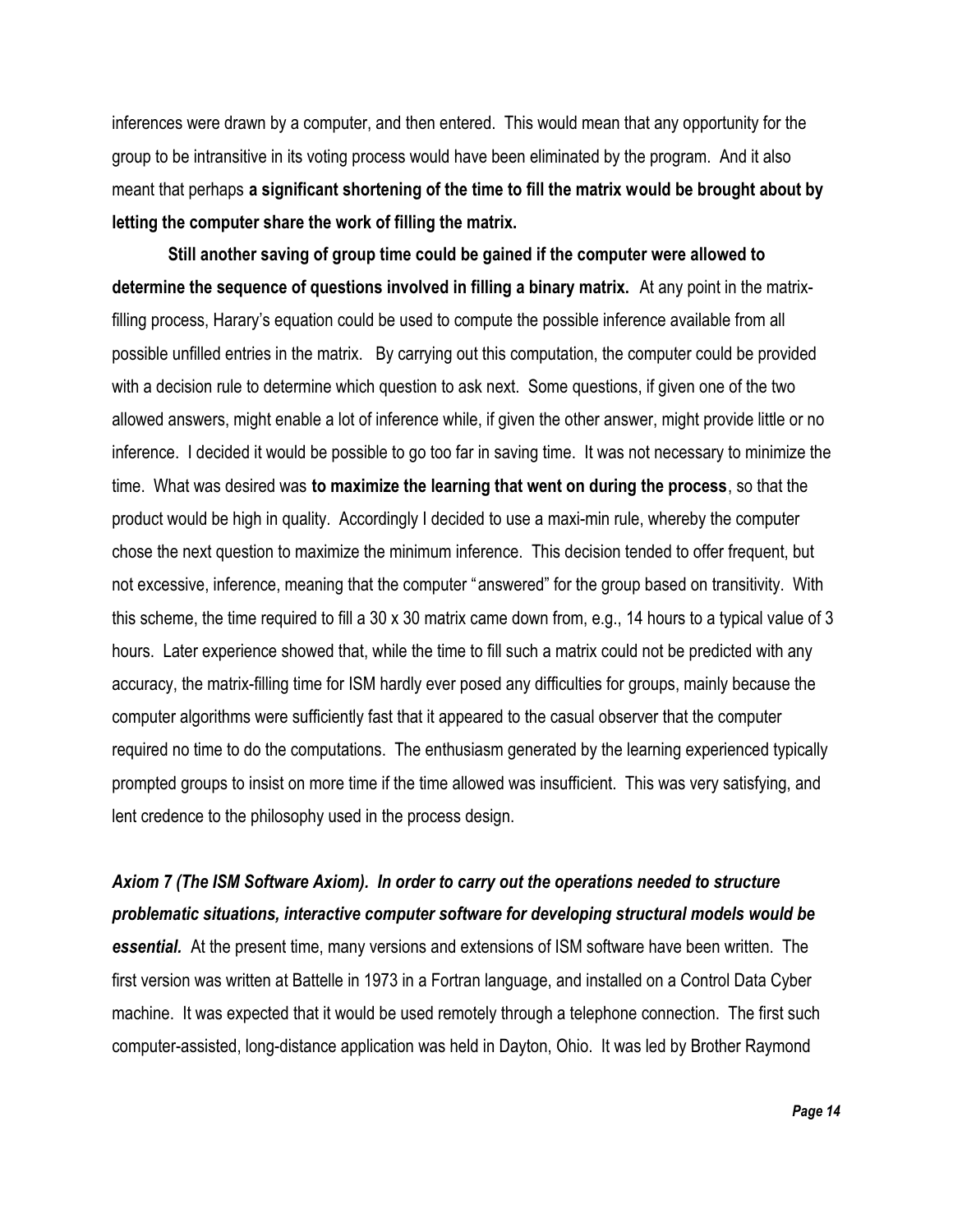inferences were drawn by a computer, and then entered. This would mean that any opportunity for the group to be intransitive in its voting process would have been eliminated by the program. And it also meant that perhaps **a significant shortening of the time to fill the matrix would be brought about by letting the computer share the work of filling the matrix.**

**Still another saving of group time could be gained if the computer were allowed to determine the sequence of questions involved in filling a binary matrix.** At any point in the matrix-filling process, Harary's equation could be used to compute the possible inference available from all possible unfilled entries in the matrix. By carrying out this computation, the computer could be provided with a decision rule to determine which question to ask next. Some questions, if given one of the two allowed answers, might enable a lot of inference while, if given the other answer, might provide little or no inference. I decided it would be possible to go too far in saving time. It was not necessary to minimize the time. What was desired was **to maximize the learning that went on during the process**, so that the product would be high in quality. Accordingly I decided to use a maxi-min rule, whereby the computer chose the next question to maximize the minimum inference. This decision tended to offer frequent, but not excessive, inference, meaning that the computer "answered" for the group based on transitivity. With this scheme, the time required to fill a 30 x 30 matrix came down from, e.g., 14 hours to a typical value of 3 hours. Later experience showed that, while the time to fill such a matrix could not be predicted with any accuracy, the matrix-filling time for ISM hardly ever posed any difficulties for groups, mainly because the computer algorithms were sufficiently fast that it appeared to the casual observer that the computer required no time to do the computations. The enthusiasm generated by the learning experienced typically prompted groups to insist on more time if the time allowed was insufficient. This was very satisfying, and lent credence to the philosophy used in the process design.

***Axiom 7 (The ISM Software Axiom). In order to carry out the operations needed to structure problematic situations, interactive computer software for developing structural models would be essential.*** At the present time, many versions and extensions of ISM software have been written. The first version was written at Battelle in 1973 in a Fortran language, and installed on a Control Data Cyber machine. It was expected that it would be used remotely through a telephone connection. The first such computer-assisted, long-distance application was held in Dayton, Ohio. It was led by Brother Raymond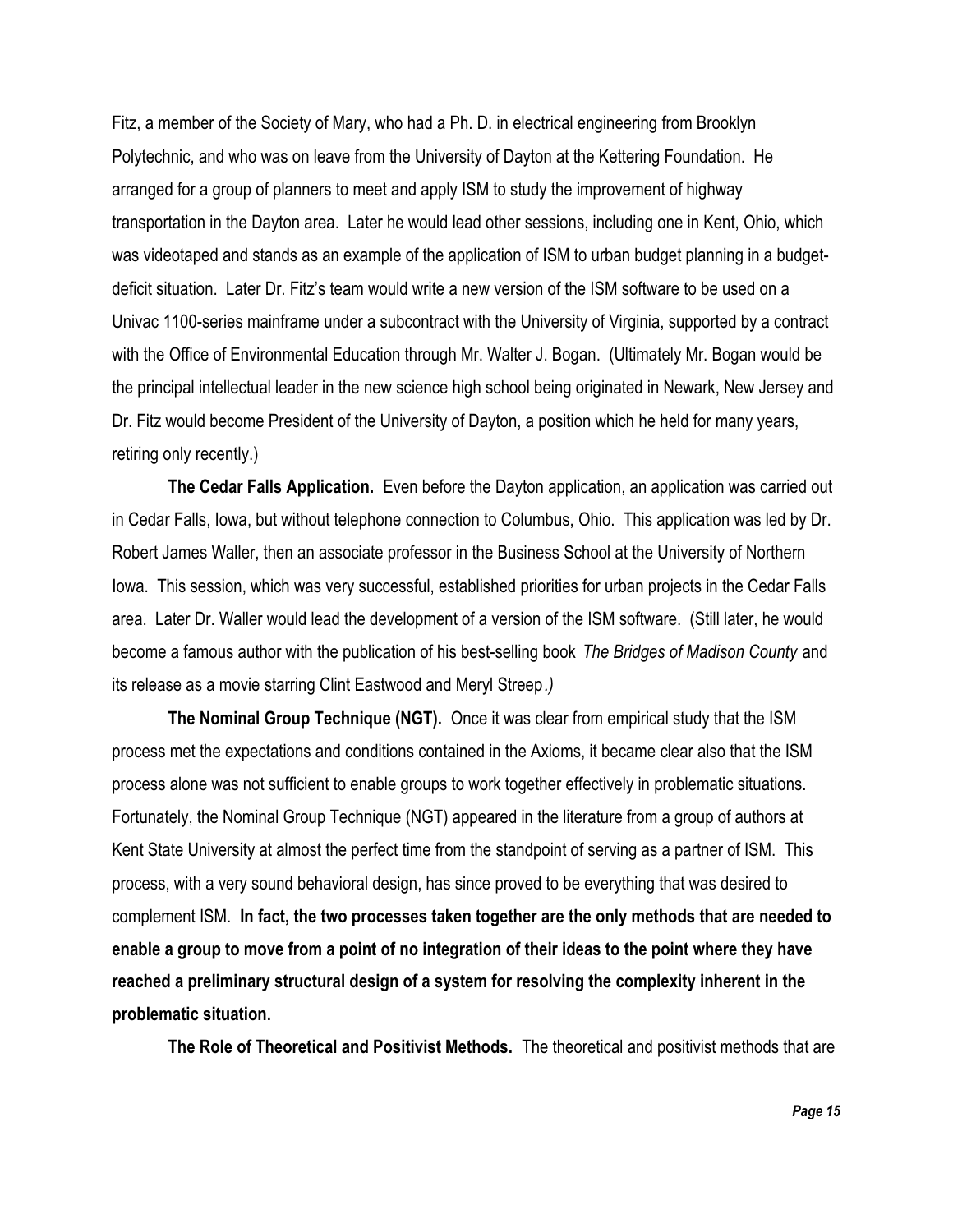Fitz, a member of the Society of Mary, who had a Ph. D. in electrical engineering from Brooklyn Polytechnic, and who was on leave from the University of Dayton at the Kettering Foundation. He arranged for a group of planners to meet and apply ISM to study the improvement of highway transportation in the Dayton area. Later he would lead other sessions, including one in Kent, Ohio, which was videotaped and stands as an example of the application of ISM to urban budget planning in a budget-deficit situation. Later Dr. Fitz's team would write a new version of the ISM software to be used on a Univac 1100-series mainframe under a subcontract with the University of Virginia, supported by a contract with the Office of Environmental Education through Mr. Walter J. Bogan. (Ultimately Mr. Bogan would be the principal intellectual leader in the new science high school being originated in Newark, New Jersey and Dr. Fitz would become President of the University of Dayton, a position which he held for many years, retiring only recently.)

**The Cedar Falls Application.** Even before the Dayton application, an application was carried out in Cedar Falls, Iowa, but without telephone connection to Columbus, Ohio. This application was led by Dr. Robert James Waller, then an associate professor in the Business School at the University of Northern Iowa. This session, which was very successful, established priorities for urban projects in the Cedar Falls area. Later Dr. Waller would lead the development of a version of the ISM software. (Still later, he would become a famous author with the publication of his best-selling book *The Bridges of Madison County* and its release as a movie starring Clint Eastwood and Meryl Streep.)

**The Nominal Group Technique (NGT).** Once it was clear from empirical study that the ISM process met the expectations and conditions contained in the Axioms, it became clear also that the ISM process alone was not sufficient to enable groups to work together effectively in problematic situations. Fortunately, the Nominal Group Technique (NGT) appeared in the literature from a group of authors at Kent State University at almost the perfect time from the standpoint of serving as a partner of ISM. This process, with a very sound behavioral design, has since proved to be everything that was desired to complement ISM. **In fact, the two processes taken together are the only methods that are needed to enable a group to move from a point of no integration of their ideas to the point where they have reached a preliminary structural design of a system for resolving the complexity inherent in the problematic situation.**

**The Role of Theoretical and Positivist Methods.** The theoretical and positivist methods that are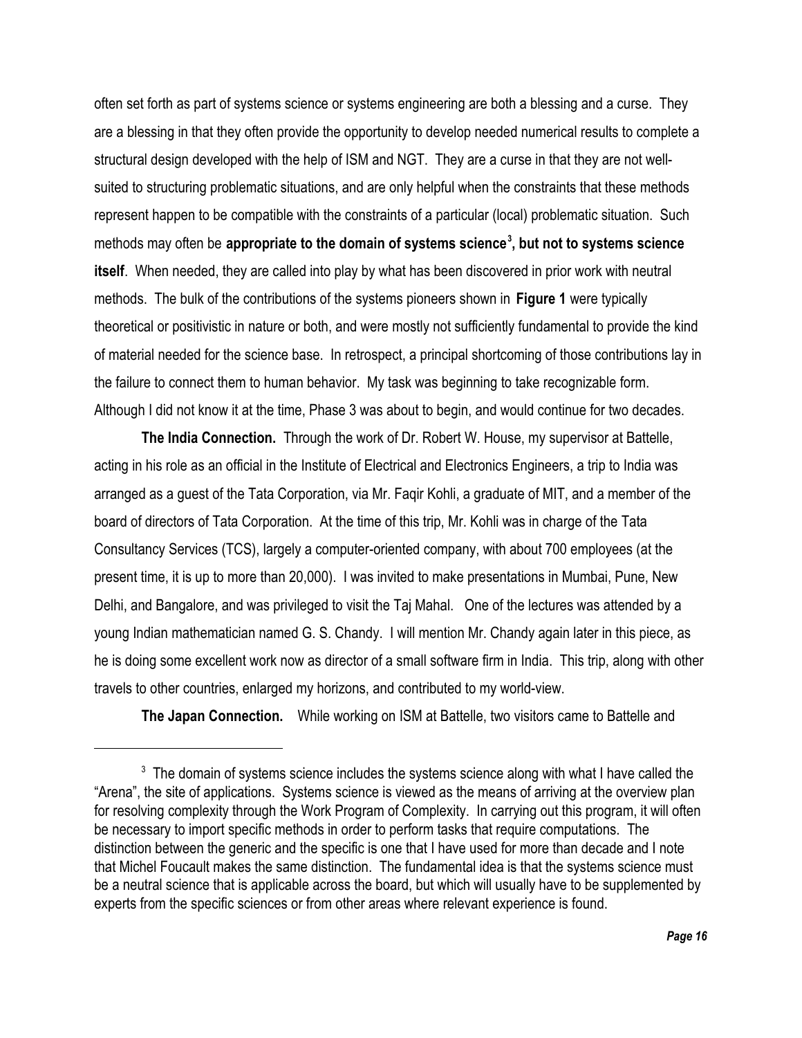often set forth as part of systems science or systems engineering are both a blessing and a curse. They are a blessing in that they often provide the opportunity to develop needed numerical results to complete a structural design developed with the help of ISM and NGT. They are a curse in that they are not well-suited to structuring problematic situations, and are only helpful when the constraints that these methods represent happen to be compatible with the constraints of a particular (local) problematic situation. Such methods may often be **appropriate to the domain of systems science[3], but not to systems science itself**. When needed, they are called into play by what has been discovered in prior work with neutral methods. The bulk of the contributions of the systems pioneers shown in **Figure 1** were typically theoretical or positivistic in nature or both, and were mostly not sufficiently fundamental to provide the kind of material needed for the science base. In retrospect, a principal shortcoming of those contributions lay in the failure to connect them to human behavior. My task was beginning to take recognizable form. Although I did not know it at the time, Phase 3 was about to begin, and would continue for two decades.

**The India Connection.** Through the work of Dr. Robert W. House, my supervisor at Battelle, acting in his role as an official in the Institute of Electrical and Electronics Engineers, a trip to India was arranged as a guest of the Tata Corporation, via Mr. Faqir Kohli, a graduate of MIT, and a member of the board of directors of Tata Corporation. At the time of this trip, Mr. Kohli was in charge of the Tata Consultancy Services (TCS), largely a computer-oriented company, with about 700 employees (at the present time, it is up to more than 20,000). I was invited to make presentations in Mumbai, Pune, New Delhi, and Bangalore, and was privileged to visit the Taj Mahal. One of the lectures was attended by a young Indian mathematician named G. S. Chandy. I will mention Mr. Chandy again later in this piece, as he is doing some excellent work now as director of a small software firm in India. This trip, along with other travels to other countries, enlarged my horizons, and contributed to my world-view.

**The Japan Connection.** While working on ISM at Battelle, two visitors came to Battelle and

[3] The domain of systems science includes the systems science along with what I have called the "Arena", the site of applications. Systems science is viewed as the means of arriving at the overview plan for resolving complexity through the Work Program of Complexity. In carrying out this program, it will often be necessary to import specific methods in order to perform tasks that require computations. The distinction between the generic and the specific is one that I have used for more than decade and I note that Michel Foucault makes the same distinction. The fundamental idea is that the systems science must be a neutral science that is applicable across the board, but which will usually have to be supplemented by experts from the specific sciences or from other areas where relevant experience is found.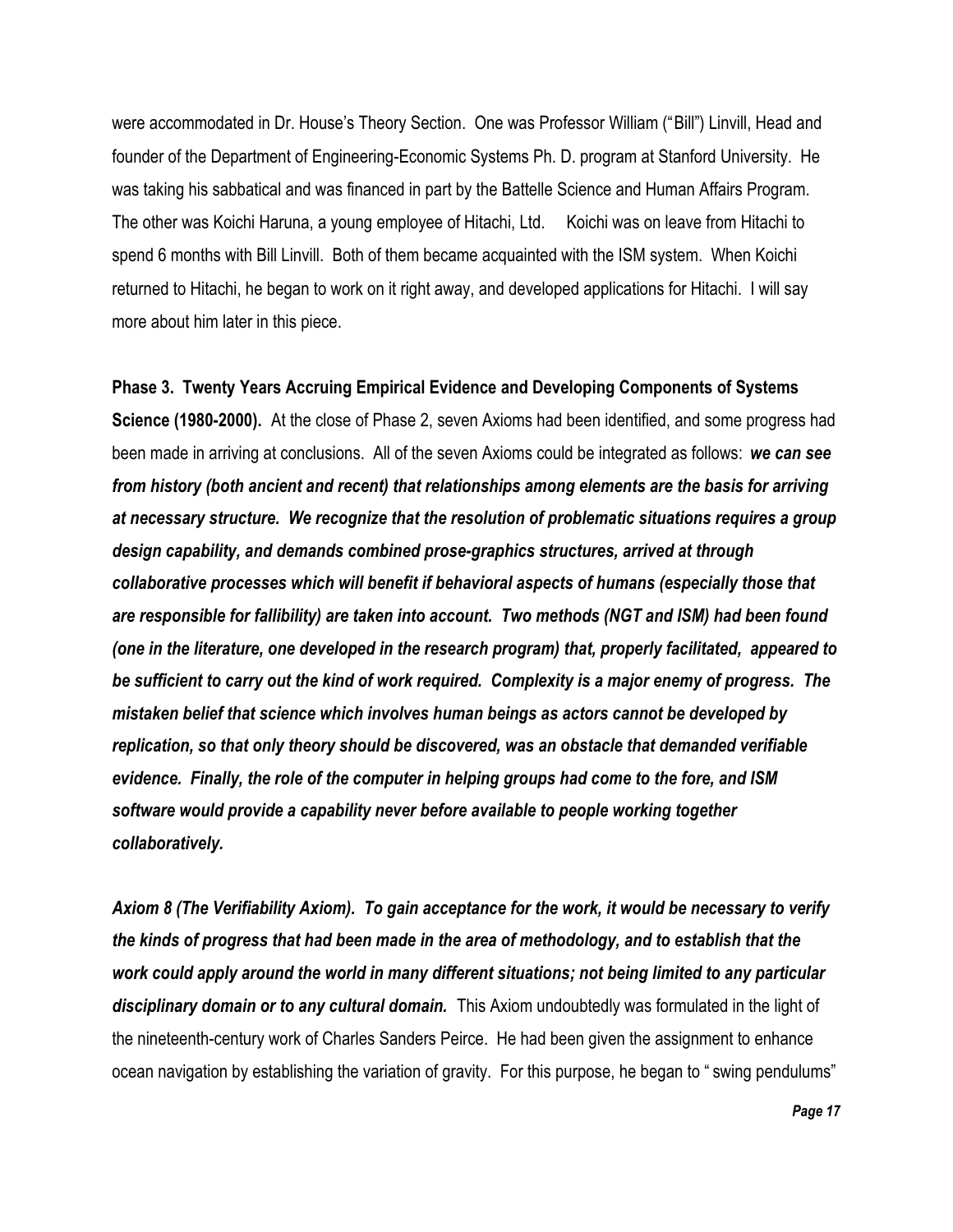were accommodated in Dr. House's Theory Section. One was Professor William ("Bill") Linvill, Head and founder of the Department of Engineering-Economic Systems Ph. D. program at Stanford University. He was taking his sabbatical and was financed in part by the Battelle Science and Human Affairs Program. The other was Koichi Haruna, a young employee of Hitachi, Ltd. Koichi was on leave from Hitachi to spend 6 months with Bill Linvill. Both of them became acquainted with the ISM system. When Koichi returned to Hitachi, he began to work on it right away, and developed applications for Hitachi. I will say more about him later in this piece.

**Phase 3. Twenty Years Accruing Empirical Evidence and Developing Components of Systems Science (1980-2000).** At the close of Phase 2, seven Axioms had been identified, and some progress had been made in arriving at conclusions. All of the seven Axioms could be integrated as follows: ***we can see from history (both ancient and recent) that relationships among elements are the basis for arriving at necessary structure. We recognize that the resolution of problematic situations requires a group design capability, and demands combined prose-graphics structures, arrived at through collaborative processes which will benefit if behavioral aspects of humans (especially those that are responsible for fallibility) are taken into account. Two methods (NGT and ISM) had been found (one in the literature, one developed in the research program) that, properly facilitated, appeared to be sufficient to carry out the kind of work required. Complexity is a major enemy of progress. The mistaken belief that science which involves human beings as actors cannot be developed by replication, so that only theory should be discovered, was an obstacle that demanded verifiable evidence. Finally, the role of the computer in helping groups had come to the fore, and ISM software would provide a capability never before available to people working together collaboratively.***

***Axiom 8 (The Verifiability Axiom). To gain acceptance for the work, it would be necessary to verify the kinds of progress that had been made in the area of methodology, and to establish that the work could apply around the world in many different situations; not being limited to any particular disciplinary domain or to any cultural domain.*** This Axiom undoubtedly was formulated in the light of the nineteenth-century work of Charles Sanders Peirce. He had been given the assignment to enhance ocean navigation by establishing the variation of gravity. For this purpose, he began to " swing pendulums"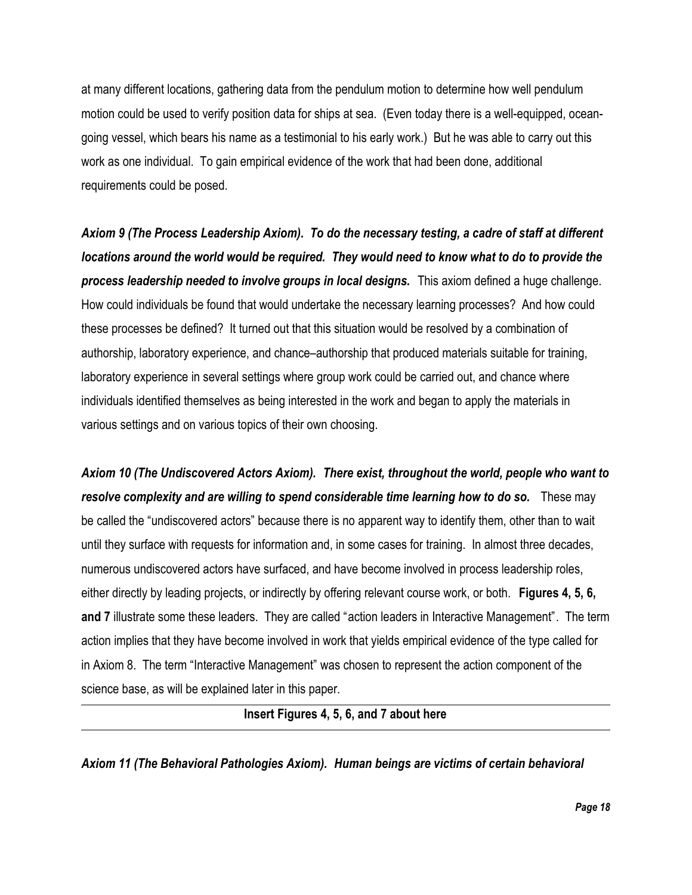at many different locations, gathering data from the pendulum motion to determine how well pendulum motion could be used to verify position data for ships at sea. (Even today there is a well-equipped, ocean-going vessel, which bears his name as a testimonial to his early work.) But he was able to carry out this work as one individual. To gain empirical evidence of the work that had been done, additional requirements could be posed.

***Axiom 9 (The Process Leadership Axiom). To do the necessary testing, a cadre of staff at different locations around the world would be required. They would need to know what to do to provide the process leadership needed to involve groups in local designs.*** This axiom defined a huge challenge. How could individuals be found that would undertake the necessary learning processes? And how could these processes be defined? It turned out that this situation would be resolved by a combination of authorship, laboratory experience, and chance–authorship that produced materials suitable for training, laboratory experience in several settings where group work could be carried out, and chance where individuals identified themselves as being interested in the work and began to apply the materials in various settings and on various topics of their own choosing.

***Axiom 10 (The Undiscovered Actors Axiom). There exist, throughout the world, people who want to resolve complexity and are willing to spend considerable time learning how to do so.*** These may be called the "undiscovered actors" because there is no apparent way to identify them, other than to wait until they surface with requests for information and, in some cases for training. In almost three decades, numerous undiscovered actors have surfaced, and have become involved in process leadership roles, either directly by leading projects, or indirectly by offering relevant course work, or both. **Figures 4, 5, 6, and 7** illustrate some these leaders. They are called "action leaders in Interactive Management". The term action implies that they have become involved in work that yields empirical evidence of the type called for in Axiom 8. The term "Interactive Management" was chosen to represent the action component of the science base, as will be explained later in this paper.

---

**Insert Figures 4, 5, 6, and 7 about here**

---

***Axiom 11 (The Behavioral Pathologies Axiom). Human beings are victims of certain behavioral***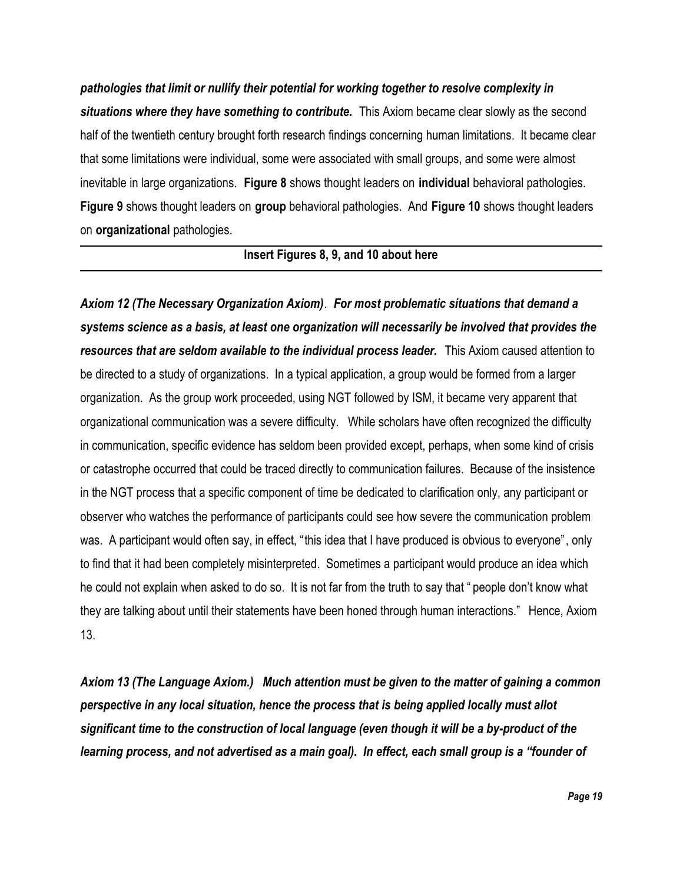***pathologies that limit or nullify their potential for working together to resolve complexity in situations where they have something to contribute.*** This Axiom became clear slowly as the second half of the twentieth century brought forth research findings concerning human limitations. It became clear that some limitations were individual, some were associated with small groups, and some were almost inevitable in large organizations. **Figure 8** shows thought leaders on **individual** behavioral pathologies. **Figure 9** shows thought leaders on **group** behavioral pathologies. And **Figure 10** shows thought leaders on **organizational** pathologies.

---

**Insert Figures 8, 9, and 10 about here**

---

***Axiom 12 (The Necessary Organization Axiom)***. ***For most problematic situations that demand a systems science as a basis, at least one organization will necessarily be involved that provides the resources that are seldom available to the individual process leader.*** This Axiom caused attention to be directed to a study of organizations. In a typical application, a group would be formed from a larger organization. As the group work proceeded, using NGT followed by ISM, it became very apparent that organizational communication was a severe difficulty. While scholars have often recognized the difficulty in communication, specific evidence has seldom been provided except, perhaps, when some kind of crisis or catastrophe occurred that could be traced directly to communication failures. Because of the insistence in the NGT process that a specific component of time be dedicated to clarification only, any participant or observer who watches the performance of participants could see how severe the communication problem was. A participant would often say, in effect, "this idea that I have produced is obvious to everyone", only to find that it had been completely misinterpreted. Sometimes a participant would produce an idea which he could not explain when asked to do so. It is not far from the truth to say that " people don't know what they are talking about until their statements have been honed through human interactions." Hence, Axiom 13.

***Axiom 13 (The Language Axiom.) Much attention must be given to the matter of gaining a common perspective in any local situation, hence the process that is being applied locally must allot significant time to the construction of local language (even though it will be a by-product of the learning process, and not advertised as a main goal). In effect, each small group is a "founder of***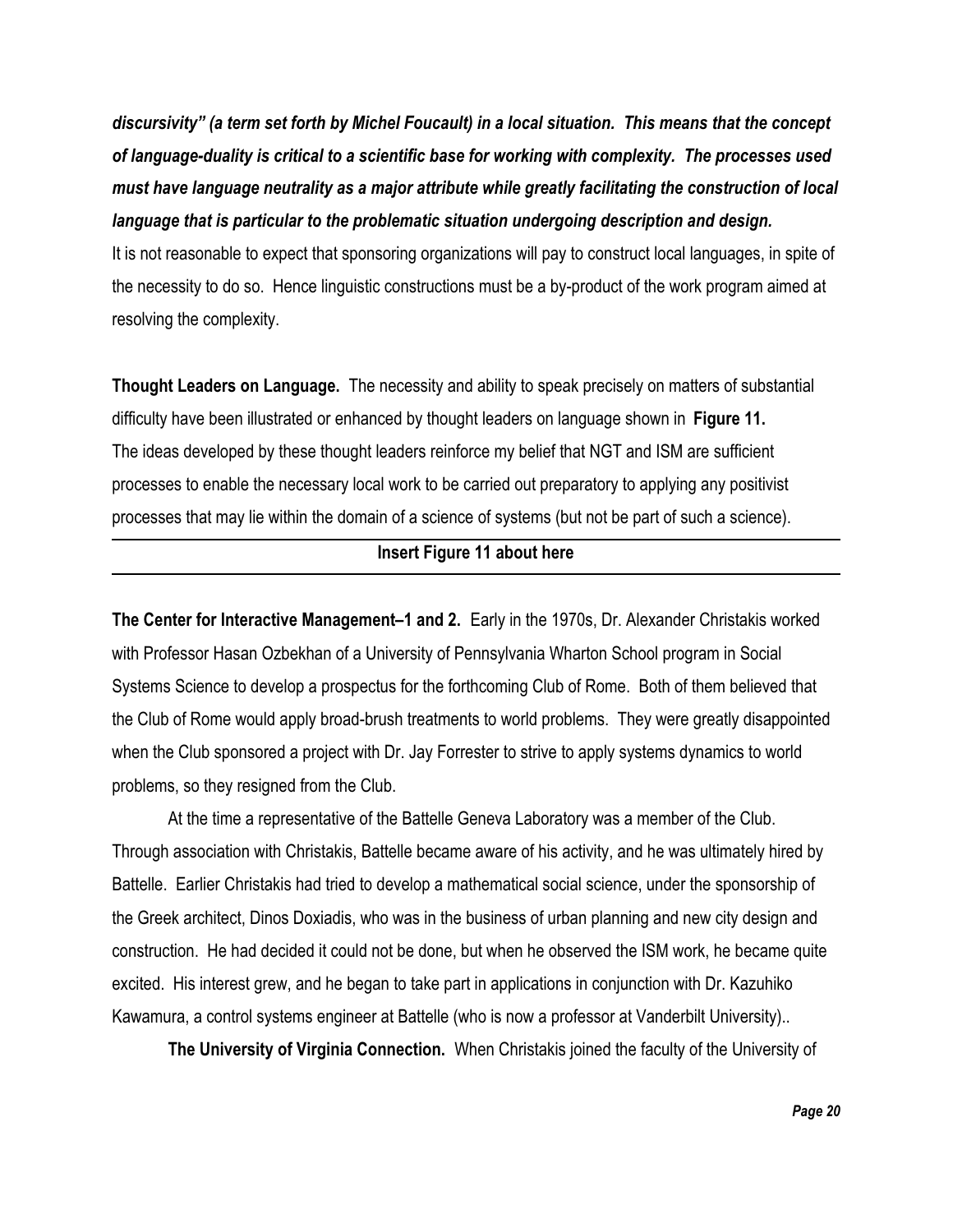***discursivity" (a term set forth by Michel Foucault) in a local situation. This means that the concept of language-duality is critical to a scientific base for working with complexity. The processes used must have language neutrality as a major attribute while greatly facilitating the construction of local language that is particular to the problematic situation undergoing description and design.***

It is not reasonable to expect that sponsoring organizations will pay to construct local languages, in spite of the necessity to do so. Hence linguistic constructions must be a by-product of the work program aimed at resolving the complexity.

**Thought Leaders on Language.** The necessity and ability to speak precisely on matters of substantial difficulty have been illustrated or enhanced by thought leaders on language shown in **Figure 11.** The ideas developed by these thought leaders reinforce my belief that NGT and ISM are sufficient processes to enable the necessary local work to be carried out preparatory to applying any positivist processes that may lie within the domain of a science of systems (but not be part of such a science).

---

**Insert Figure 11 about here**

---

**The Center for Interactive Management–1 and 2.** Early in the 1970s, Dr. Alexander Christakis worked with Professor Hasan Ozbekhan of a University of Pennsylvania Wharton School program in Social Systems Science to develop a prospectus for the forthcoming Club of Rome. Both of them believed that the Club of Rome would apply broad-brush treatments to world problems. They were greatly disappointed when the Club sponsored a project with Dr. Jay Forrester to strive to apply systems dynamics to world problems, so they resigned from the Club.

At the time a representative of the Battelle Geneva Laboratory was a member of the Club. Through association with Christakis, Battelle became aware of his activity, and he was ultimately hired by Battelle. Earlier Christakis had tried to develop a mathematical social science, under the sponsorship of the Greek architect, Dinos Doxiadis, who was in the business of urban planning and new city design and construction. He had decided it could not be done, but when he observed the ISM work, he became quite excited. His interest grew, and he began to take part in applications in conjunction with Dr. Kazuhiko Kawamura, a control systems engineer at Battelle (who is now a professor at Vanderbilt University)..

**The University of Virginia Connection.** When Christakis joined the faculty of the University of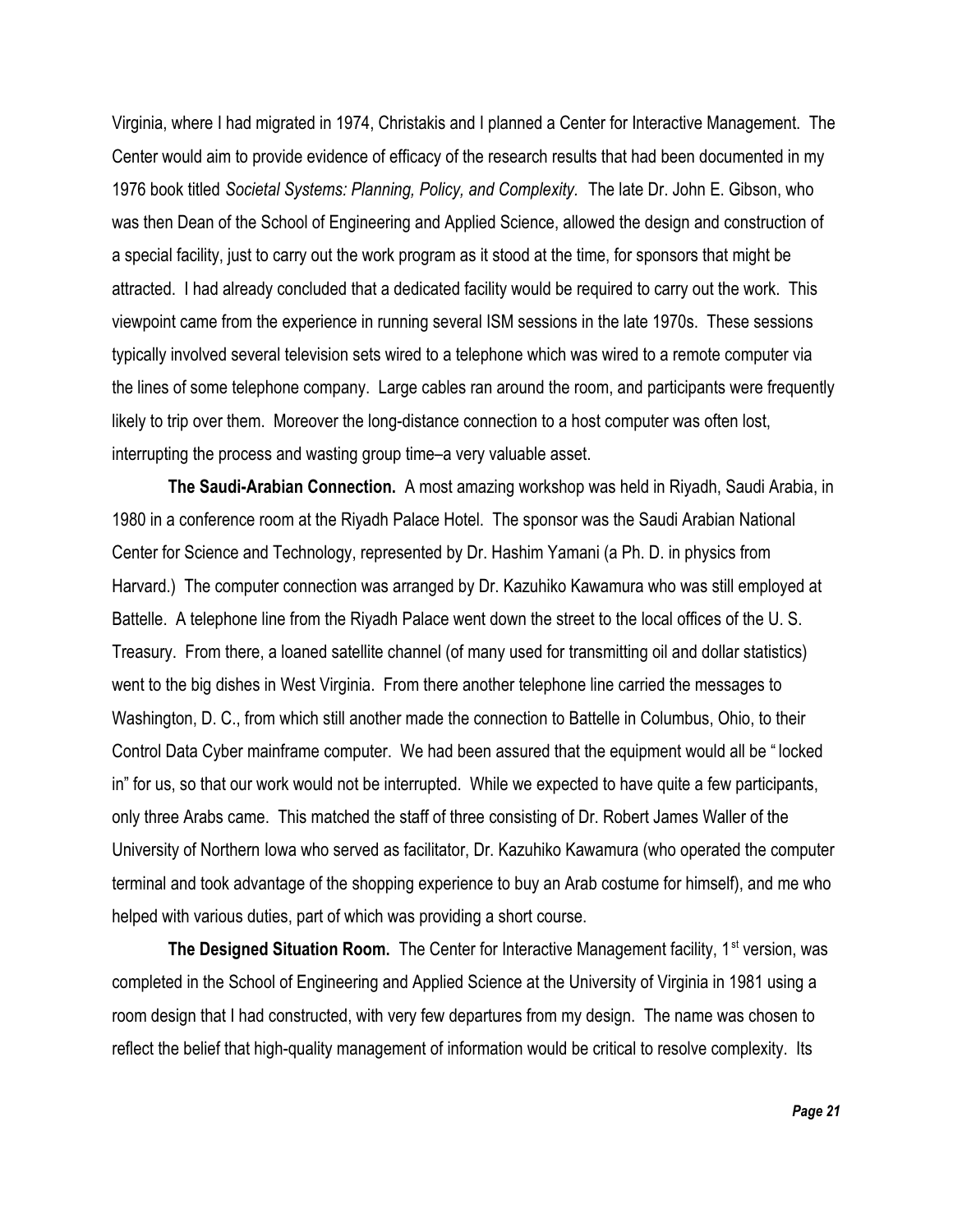Virginia, where I had migrated in 1974, Christakis and I planned a Center for Interactive Management. The Center would aim to provide evidence of efficacy of the research results that had been documented in my 1976 book titled *Societal Systems: Planning, Policy, and Complexity*. The late Dr. John E. Gibson, who was then Dean of the School of Engineering and Applied Science, allowed the design and construction of a special facility, just to carry out the work program as it stood at the time, for sponsors that might be attracted. I had already concluded that a dedicated facility would be required to carry out the work. This viewpoint came from the experience in running several ISM sessions in the late 1970s. These sessions typically involved several television sets wired to a telephone which was wired to a remote computer via the lines of some telephone company. Large cables ran around the room, and participants were frequently likely to trip over them. Moreover the long-distance connection to a host computer was often lost, interrupting the process and wasting group time–a very valuable asset.

**The Saudi-Arabian Connection.** A most amazing workshop was held in Riyadh, Saudi Arabia, in 1980 in a conference room at the Riyadh Palace Hotel. The sponsor was the Saudi Arabian National Center for Science and Technology, represented by Dr. Hashim Yamani (a Ph. D. in physics from Harvard.) The computer connection was arranged by Dr. Kazuhiko Kawamura who was still employed at Battelle. A telephone line from the Riyadh Palace went down the street to the local offices of the U. S. Treasury. From there, a loaned satellite channel (of many used for transmitting oil and dollar statistics) went to the big dishes in West Virginia. From there another telephone line carried the messages to Washington, D. C., from which still another made the connection to Battelle in Columbus, Ohio, to their Control Data Cyber mainframe computer. We had been assured that the equipment would all be "locked in" for us, so that our work would not be interrupted. While we expected to have quite a few participants, only three Arabs came. This matched the staff of three consisting of Dr. Robert James Waller of the University of Northern Iowa who served as facilitator, Dr. Kazuhiko Kawamura (who operated the computer terminal and took advantage of the shopping experience to buy an Arab costume for himself), and me who helped with various duties, part of which was providing a short course.

**The Designed Situation Room.** The Center for Interactive Management facility, 1st version, was completed in the School of Engineering and Applied Science at the University of Virginia in 1981 using a room design that I had constructed, with very few departures from my design. The name was chosen to reflect the belief that high-quality management of information would be critical to resolve complexity. Its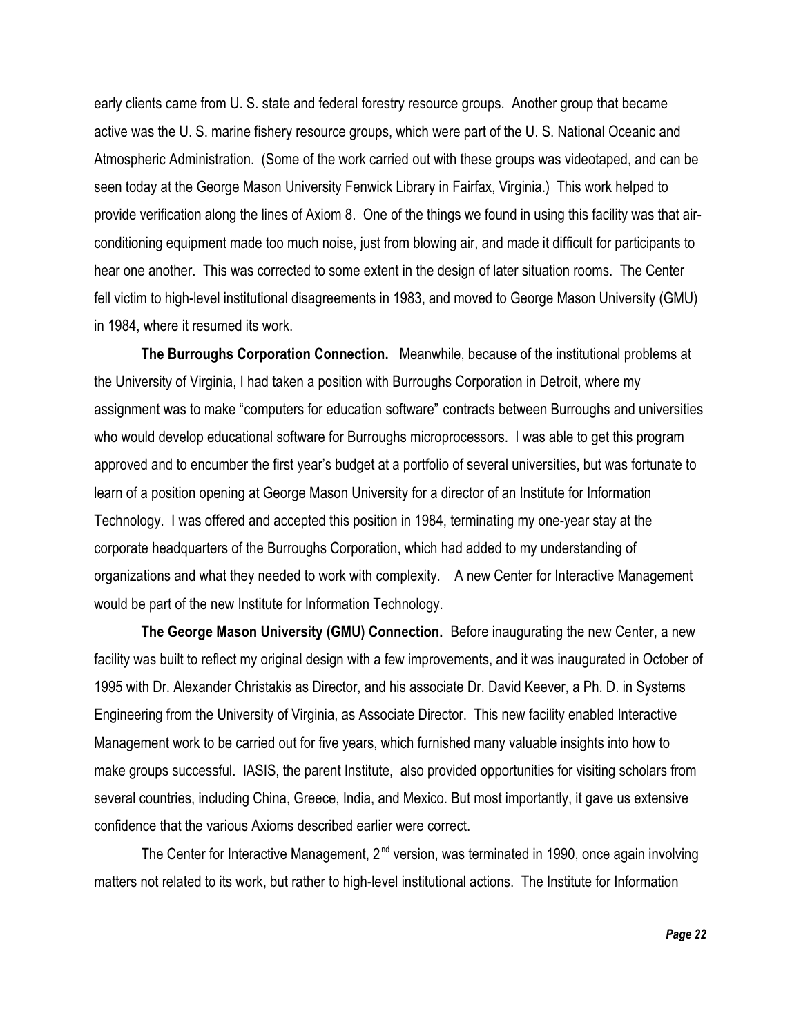early clients came from U. S. state and federal forestry resource groups. Another group that became active was the U. S. marine fishery resource groups, which were part of the U. S. National Oceanic and Atmospheric Administration. (Some of the work carried out with these groups was videotaped, and can be seen today at the George Mason University Fenwick Library in Fairfax, Virginia.) This work helped to provide verification along the lines of Axiom 8. One of the things we found in using this facility was that air-conditioning equipment made too much noise, just from blowing air, and made it difficult for participants to hear one another. This was corrected to some extent in the design of later situation rooms. The Center fell victim to high-level institutional disagreements in 1983, and moved to George Mason University (GMU) in 1984, where it resumed its work.

**The Burroughs Corporation Connection.** Meanwhile, because of the institutional problems at the University of Virginia, I had taken a position with Burroughs Corporation in Detroit, where my assignment was to make "computers for education software" contracts between Burroughs and universities who would develop educational software for Burroughs microprocessors. I was able to get this program approved and to encumber the first year's budget at a portfolio of several universities, but was fortunate to learn of a position opening at George Mason University for a director of an Institute for Information Technology. I was offered and accepted this position in 1984, terminating my one-year stay at the corporate headquarters of the Burroughs Corporation, which had added to my understanding of organizations and what they needed to work with complexity. A new Center for Interactive Management would be part of the new Institute for Information Technology.

**The George Mason University (GMU) Connection.** Before inaugurating the new Center, a new facility was built to reflect my original design with a few improvements, and it was inaugurated in October of 1995 with Dr. Alexander Christakis as Director, and his associate Dr. David Keever, a Ph. D. in Systems Engineering from the University of Virginia, as Associate Director. This new facility enabled Interactive Management work to be carried out for five years, which furnished many valuable insights into how to make groups successful. IASIS, the parent Institute, also provided opportunities for visiting scholars from several countries, including China, Greece, India, and Mexico. But most importantly, it gave us extensive confidence that the various Axioms described earlier were correct.

The Center for Interactive Management, 2nd version, was terminated in 1990, once again involving matters not related to its work, but rather to high-level institutional actions. The Institute for Information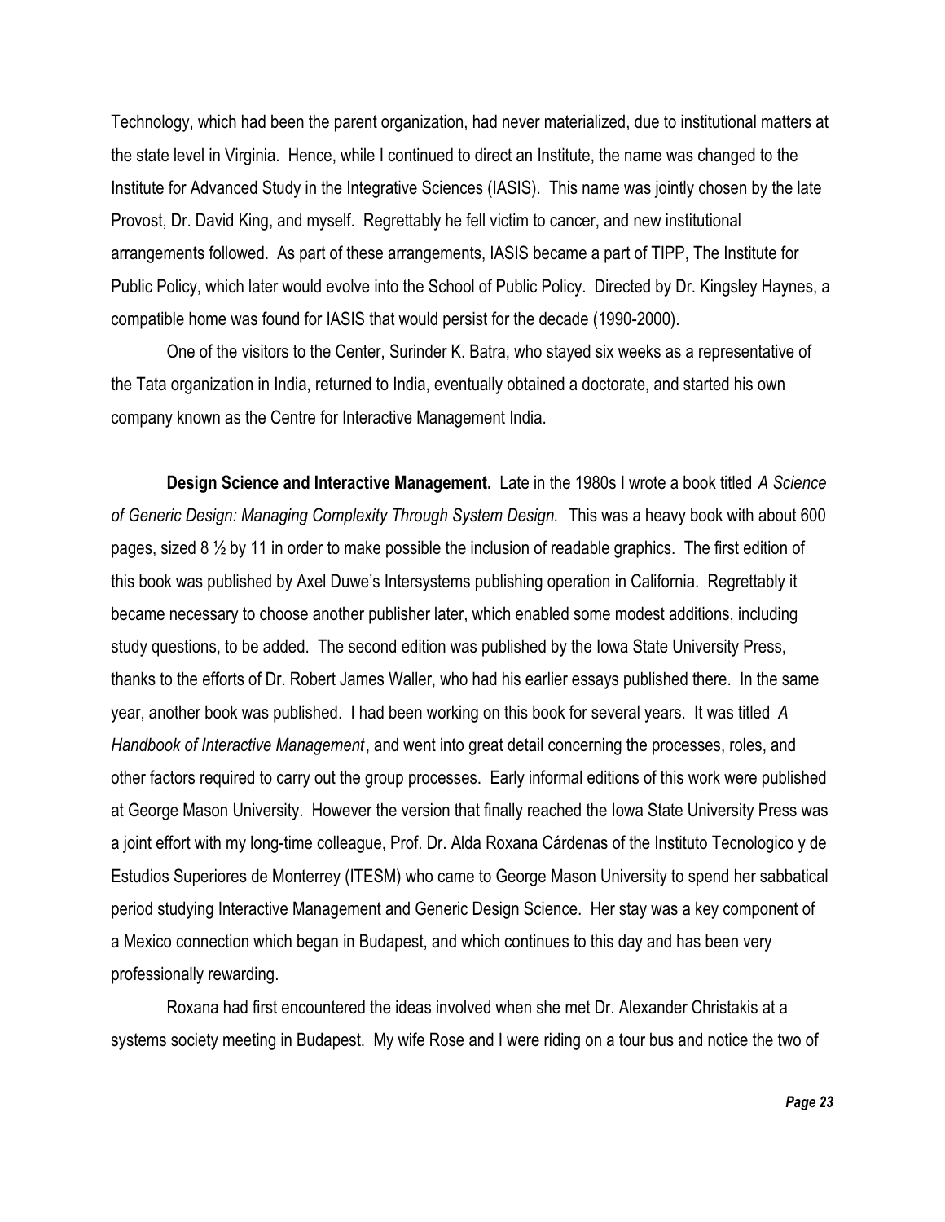Technology, which had been the parent organization, had never materialized, due to institutional matters at the state level in Virginia. Hence, while I continued to direct an Institute, the name was changed to the Institute for Advanced Study in the Integrative Sciences (IASIS). This name was jointly chosen by the late Provost, Dr. David King, and myself. Regrettably he fell victim to cancer, and new institutional arrangements followed. As part of these arrangements, IASIS became a part of TIPP, The Institute for Public Policy, which later would evolve into the School of Public Policy. Directed by Dr. Kingsley Haynes, a compatible home was found for IASIS that would persist for the decade (1990-2000).

One of the visitors to the Center, Surinder K. Batra, who stayed six weeks as a representative of the Tata organization in India, returned to India, eventually obtained a doctorate, and started his own company known as the Centre for Interactive Management India.

**Design Science and Interactive Management.** Late in the 1980s I wrote a book titled *A Science of Generic Design: Managing Complexity Through System Design.* This was a heavy book with about 600 pages, sized 8 ½ by 11 in order to make possible the inclusion of readable graphics. The first edition of this book was published by Axel Duwe's Intersystems publishing operation in California. Regrettably it became necessary to choose another publisher later, which enabled some modest additions, including study questions, to be added. The second edition was published by the Iowa State University Press, thanks to the efforts of Dr. Robert James Waller, who had his earlier essays published there. In the same year, another book was published. I had been working on this book for several years. It was titled *A Handbook of Interactive Management*, and went into great detail concerning the processes, roles, and other factors required to carry out the group processes. Early informal editions of this work were published at George Mason University. However the version that finally reached the Iowa State University Press was a joint effort with my long-time colleague, Prof. Dr. Alda Roxana Cárdenas of the Instituto Tecnologico y de Estudios Superiores de Monterrey (ITESM) who came to George Mason University to spend her sabbatical period studying Interactive Management and Generic Design Science. Her stay was a key component of a Mexico connection which began in Budapest, and which continues to this day and has been very professionally rewarding.

Roxana had first encountered the ideas involved when she met Dr. Alexander Christakis at a systems society meeting in Budapest. My wife Rose and I were riding on a tour bus and notice the two of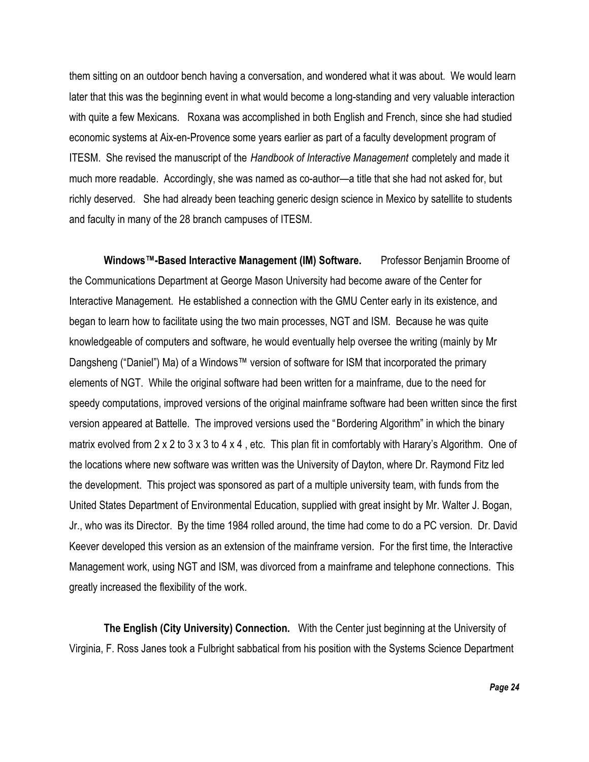them sitting on an outdoor bench having a conversation, and wondered what it was about. We would learn later that this was the beginning event in what would become a long-standing and very valuable interaction with quite a few Mexicans. Roxana was accomplished in both English and French, since she had studied economic systems at Aix-en-Provence some years earlier as part of a faculty development program of ITESM. She revised the manuscript of the *Handbook of Interactive Management* completely and made it much more readable. Accordingly, she was named as co-author—a title that she had not asked for, but richly deserved. She had already been teaching generic design science in Mexico by satellite to students and faculty in many of the 28 branch campuses of ITESM.

**Windows™-Based Interactive Management (IM) Software.** Professor Benjamin Broome of the Communications Department at George Mason University had become aware of the Center for Interactive Management. He established a connection with the GMU Center early in its existence, and began to learn how to facilitate using the two main processes, NGT and ISM. Because he was quite knowledgeable of computers and software, he would eventually help oversee the writing (mainly by Mr Dangsheng ("Daniel") Ma) of a Windows™ version of software for ISM that incorporated the primary elements of NGT. While the original software had been written for a mainframe, due to the need for speedy computations, improved versions of the original mainframe software had been written since the first version appeared at Battelle. The improved versions used the "Bordering Algorithm" in which the binary matrix evolved from 2 x 2 to 3 x 3 to 4 x 4 , etc. This plan fit in comfortably with Harary's Algorithm. One of the locations where new software was written was the University of Dayton, where Dr. Raymond Fitz led the development. This project was sponsored as part of a multiple university team, with funds from the United States Department of Environmental Education, supplied with great insight by Mr. Walter J. Bogan, Jr., who was its Director. By the time 1984 rolled around, the time had come to do a PC version. Dr. David Keever developed this version as an extension of the mainframe version. For the first time, the Interactive Management work, using NGT and ISM, was divorced from a mainframe and telephone connections. This greatly increased the flexibility of the work.

**The English (City University) Connection.** With the Center just beginning at the University of Virginia, F. Ross Janes took a Fulbright sabbatical from his position with the Systems Science Department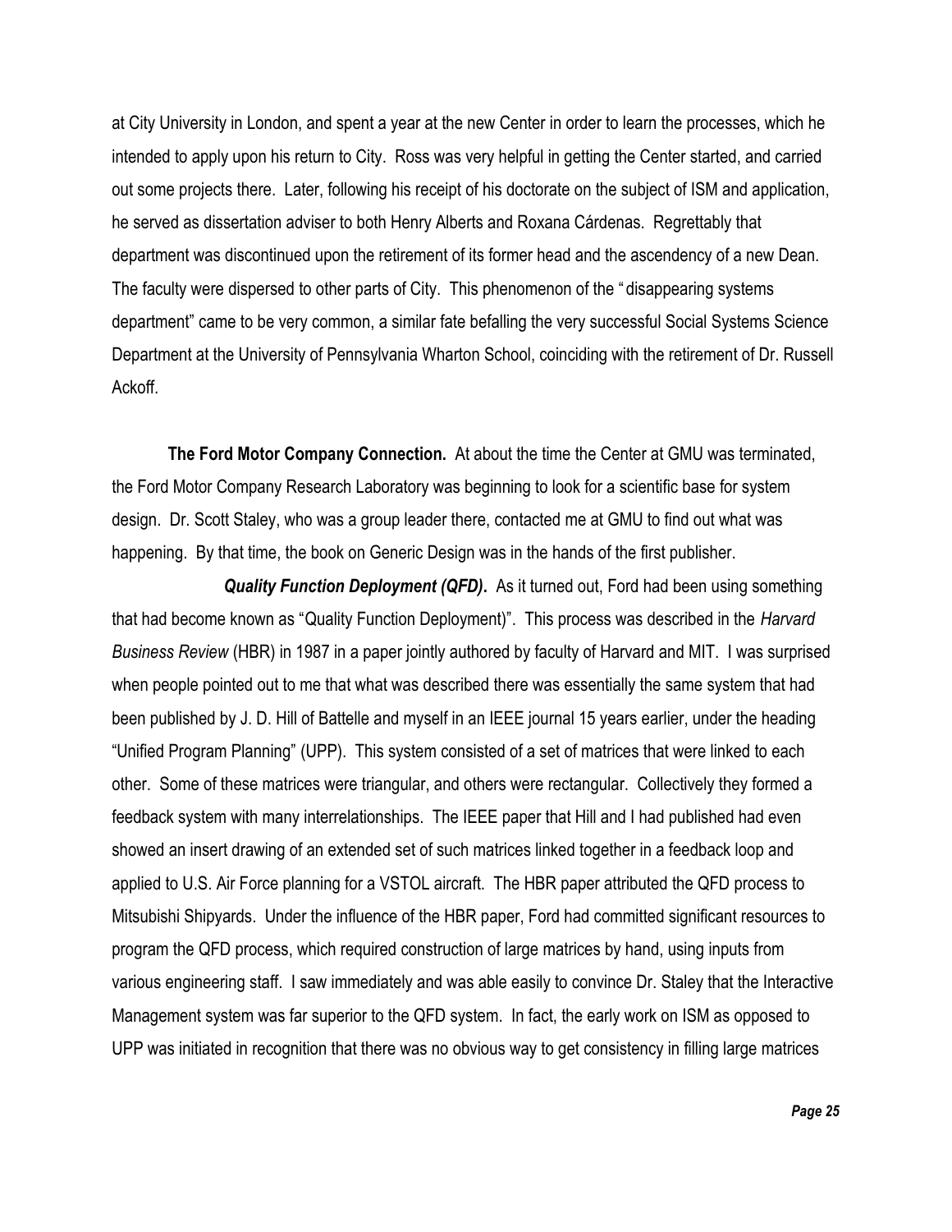at City University in London, and spent a year at the new Center in order to learn the processes, which he intended to apply upon his return to City. Ross was very helpful in getting the Center started, and carried out some projects there. Later, following his receipt of his doctorate on the subject of ISM and application, he served as dissertation adviser to both Henry Alberts and Roxana Cárdenas. Regrettably that department was discontinued upon the retirement of its former head and the ascendency of a new Dean. The faculty were dispersed to other parts of City. This phenomenon of the " disappearing systems department" came to be very common, a similar fate befalling the very successful Social Systems Science Department at the University of Pennsylvania Wharton School, coinciding with the retirement of Dr. Russell Ackoff.

**The Ford Motor Company Connection.** At about the time the Center at GMU was terminated, the Ford Motor Company Research Laboratory was beginning to look for a scientific base for system design. Dr. Scott Staley, who was a group leader there, contacted me at GMU to find out what was happening. By that time, the book on Generic Design was in the hands of the first publisher.

***Quality Function Deployment (QFD)*.** As it turned out, Ford had been using something that had become known as "Quality Function Deployment)". This process was described in the *Harvard Business Review* (HBR) in 1987 in a paper jointly authored by faculty of Harvard and MIT. I was surprised when people pointed out to me that what was described there was essentially the same system that had been published by J. D. Hill of Battelle and myself in an IEEE journal 15 years earlier, under the heading "Unified Program Planning" (UPP). This system consisted of a set of matrices that were linked to each other. Some of these matrices were triangular, and others were rectangular. Collectively they formed a feedback system with many interrelationships. The IEEE paper that Hill and I had published had even showed an insert drawing of an extended set of such matrices linked together in a feedback loop and applied to U.S. Air Force planning for a VSTOL aircraft. The HBR paper attributed the QFD process to Mitsubishi Shipyards. Under the influence of the HBR paper, Ford had committed significant resources to program the QFD process, which required construction of large matrices by hand, using inputs from various engineering staff. I saw immediately and was able easily to convince Dr. Staley that the Interactive Management system was far superior to the QFD system. In fact, the early work on ISM as opposed to UPP was initiated in recognition that there was no obvious way to get consistency in filling large matrices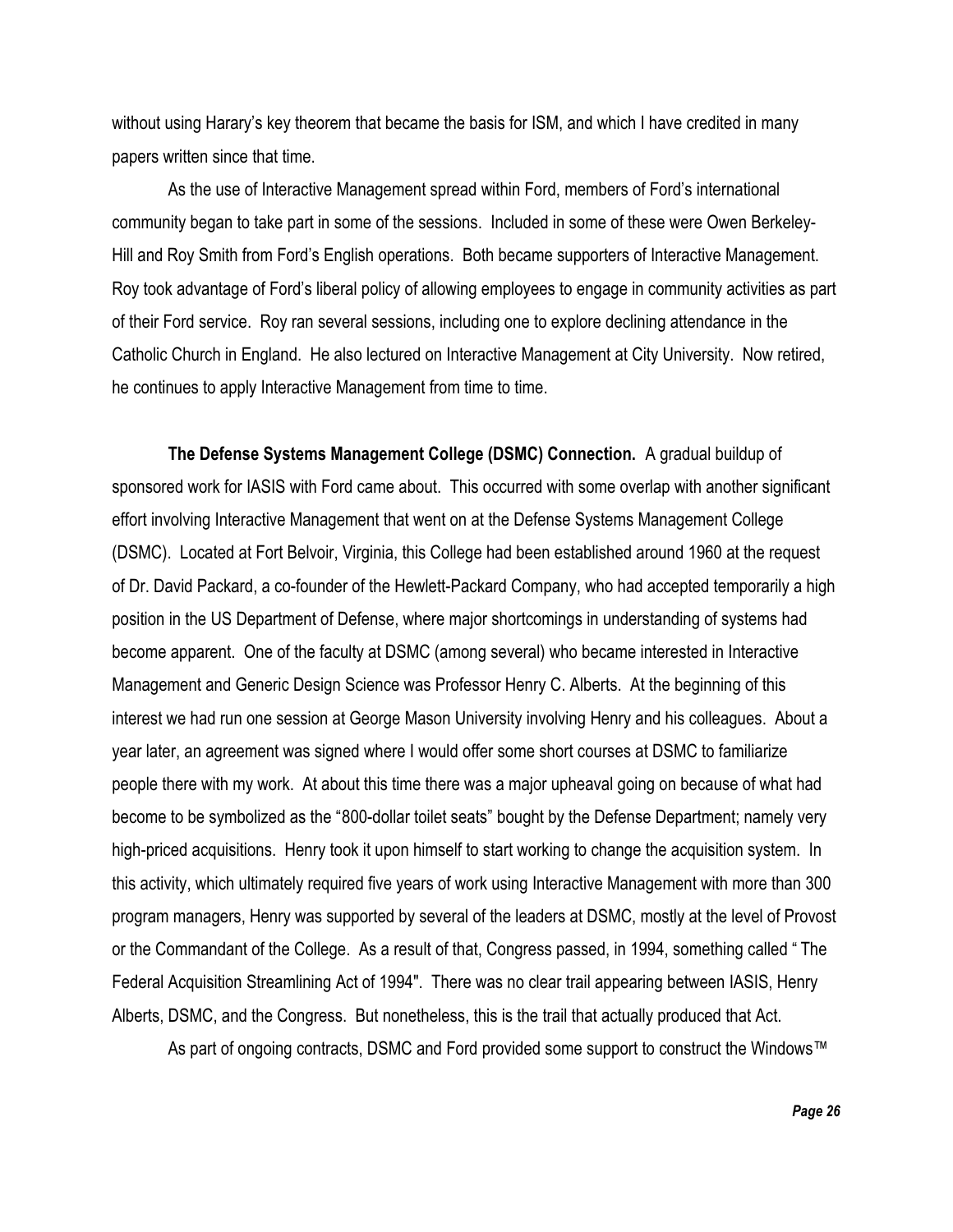without using Harary's key theorem that became the basis for ISM, and which I have credited in many papers written since that time.

As the use of Interactive Management spread within Ford, members of Ford's international community began to take part in some of the sessions. Included in some of these were Owen Berkeley-Hill and Roy Smith from Ford's English operations. Both became supporters of Interactive Management. Roy took advantage of Ford's liberal policy of allowing employees to engage in community activities as part of their Ford service. Roy ran several sessions, including one to explore declining attendance in the Catholic Church in England. He also lectured on Interactive Management at City University. Now retired, he continues to apply Interactive Management from time to time.

**The Defense Systems Management College (DSMC) Connection.** A gradual buildup of sponsored work for IASIS with Ford came about. This occurred with some overlap with another significant effort involving Interactive Management that went on at the Defense Systems Management College (DSMC). Located at Fort Belvoir, Virginia, this College had been established around 1960 at the request of Dr. David Packard, a co-founder of the Hewlett-Packard Company, who had accepted temporarily a high position in the US Department of Defense, where major shortcomings in understanding of systems had become apparent. One of the faculty at DSMC (among several) who became interested in Interactive Management and Generic Design Science was Professor Henry C. Alberts. At the beginning of this interest we had run one session at George Mason University involving Henry and his colleagues. About a year later, an agreement was signed where I would offer some short courses at DSMC to familiarize people there with my work. At about this time there was a major upheaval going on because of what had become to be symbolized as the "800-dollar toilet seats" bought by the Defense Department; namely very high-priced acquisitions. Henry took it upon himself to start working to change the acquisition system. In this activity, which ultimately required five years of work using Interactive Management with more than 300 program managers, Henry was supported by several of the leaders at DSMC, mostly at the level of Provost or the Commandant of the College. As a result of that, Congress passed, in 1994, something called " The Federal Acquisition Streamlining Act of 1994". There was no clear trail appearing between IASIS, Henry Alberts, DSMC, and the Congress. But nonetheless, this is the trail that actually produced that Act.

As part of ongoing contracts, DSMC and Ford provided some support to construct the Windows™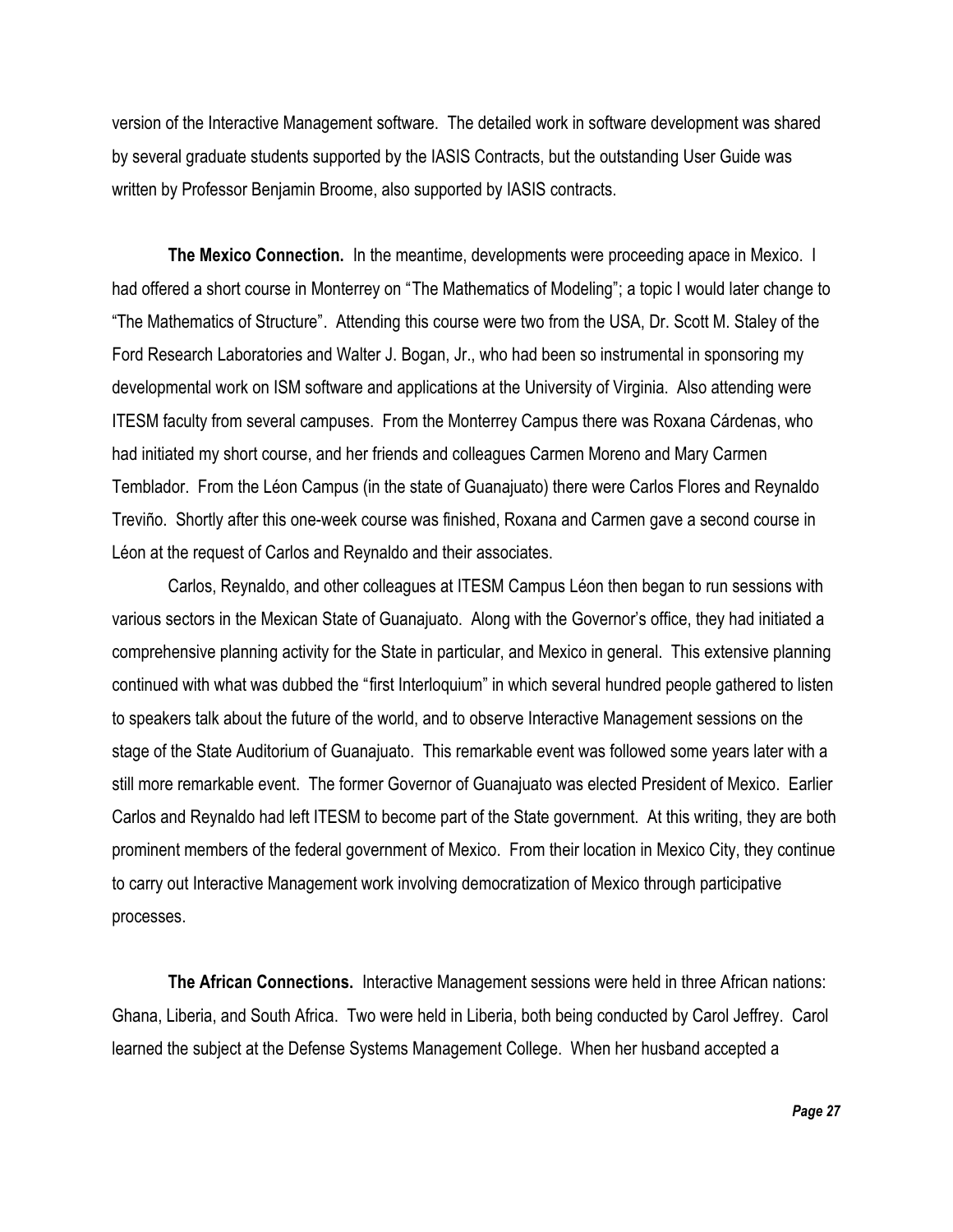version of the Interactive Management software. The detailed work in software development was shared by several graduate students supported by the IASIS Contracts, but the outstanding User Guide was written by Professor Benjamin Broome, also supported by IASIS contracts.

**The Mexico Connection.** In the meantime, developments were proceeding apace in Mexico. I had offered a short course in Monterrey on "The Mathematics of Modeling"; a topic I would later change to "The Mathematics of Structure". Attending this course were two from the USA, Dr. Scott M. Staley of the Ford Research Laboratories and Walter J. Bogan, Jr., who had been so instrumental in sponsoring my developmental work on ISM software and applications at the University of Virginia. Also attending were ITESM faculty from several campuses. From the Monterrey Campus there was Roxana Cárdenas, who had initiated my short course, and her friends and colleagues Carmen Moreno and Mary Carmen Temblador. From the Léon Campus (in the state of Guanajuato) there were Carlos Flores and Reynaldo Treviño. Shortly after this one-week course was finished, Roxana and Carmen gave a second course in Léon at the request of Carlos and Reynaldo and their associates.

Carlos, Reynaldo, and other colleagues at ITESM Campus Léon then began to run sessions with various sectors in the Mexican State of Guanajuato. Along with the Governor's office, they had initiated a comprehensive planning activity for the State in particular, and Mexico in general. This extensive planning continued with what was dubbed the "first Interloquium" in which several hundred people gathered to listen to speakers talk about the future of the world, and to observe Interactive Management sessions on the stage of the State Auditorium of Guanajuato. This remarkable event was followed some years later with a still more remarkable event. The former Governor of Guanajuato was elected President of Mexico. Earlier Carlos and Reynaldo had left ITESM to become part of the State government. At this writing, they are both prominent members of the federal government of Mexico. From their location in Mexico City, they continue to carry out Interactive Management work involving democratization of Mexico through participative processes.

**The African Connections.** Interactive Management sessions were held in three African nations: Ghana, Liberia, and South Africa. Two were held in Liberia, both being conducted by Carol Jeffrey. Carol learned the subject at the Defense Systems Management College. When her husband accepted a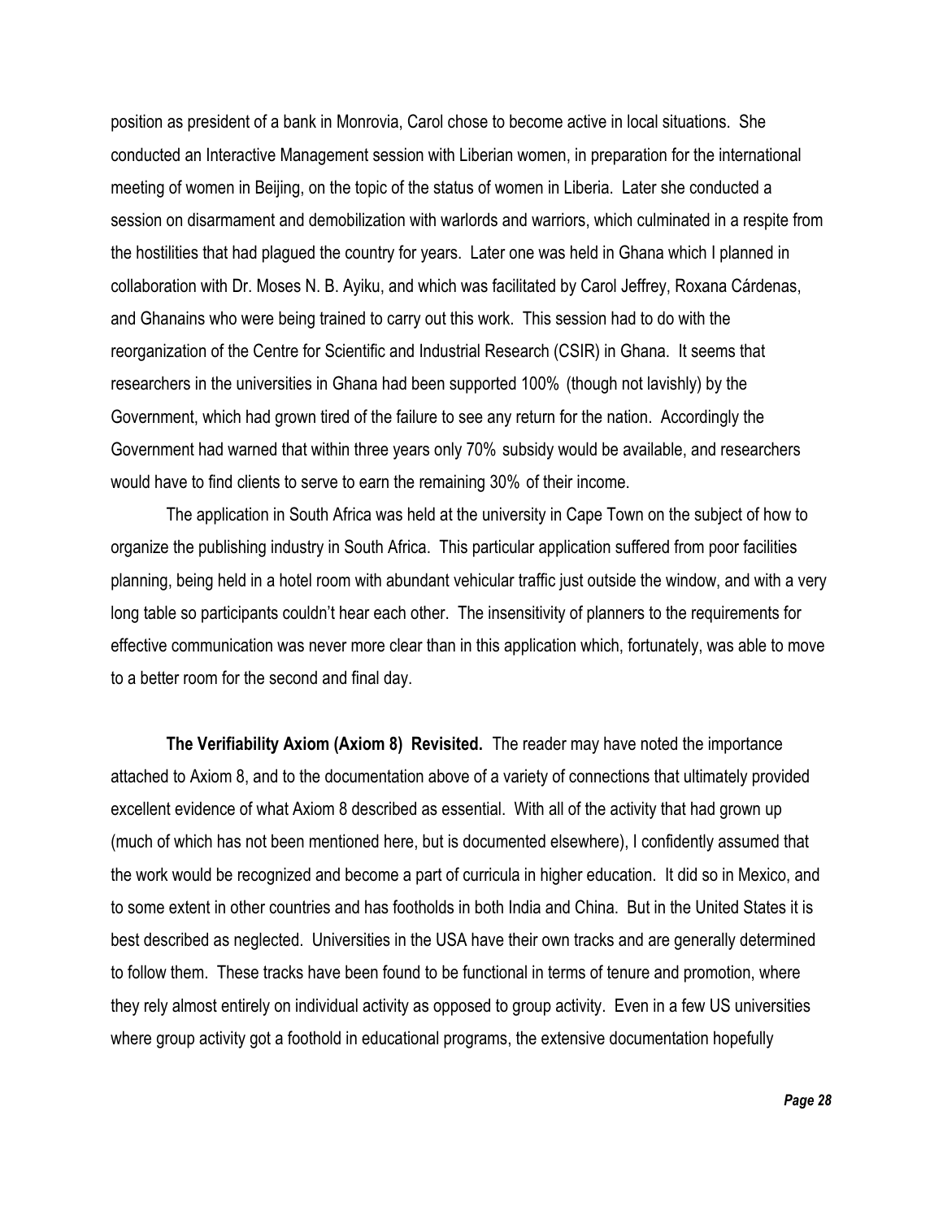position as president of a bank in Monrovia, Carol chose to become active in local situations. She conducted an Interactive Management session with Liberian women, in preparation for the international meeting of women in Beijing, on the topic of the status of women in Liberia. Later she conducted a session on disarmament and demobilization with warlords and warriors, which culminated in a respite from the hostilities that had plagued the country for years. Later one was held in Ghana which I planned in collaboration with Dr. Moses N. B. Ayiku, and which was facilitated by Carol Jeffrey, Roxana Cárdenas, and Ghanains who were being trained to carry out this work. This session had to do with the reorganization of the Centre for Scientific and Industrial Research (CSIR) in Ghana. It seems that researchers in the universities in Ghana had been supported 100% (though not lavishly) by the Government, which had grown tired of the failure to see any return for the nation. Accordingly the Government had warned that within three years only 70% subsidy would be available, and researchers would have to find clients to serve to earn the remaining 30% of their income.

The application in South Africa was held at the university in Cape Town on the subject of how to organize the publishing industry in South Africa. This particular application suffered from poor facilities planning, being held in a hotel room with abundant vehicular traffic just outside the window, and with a very long table so participants couldn't hear each other. The insensitivity of planners to the requirements for effective communication was never more clear than in this application which, fortunately, was able to move to a better room for the second and final day.

**The Verifiability Axiom (Axiom 8) Revisited.** The reader may have noted the importance attached to Axiom 8, and to the documentation above of a variety of connections that ultimately provided excellent evidence of what Axiom 8 described as essential. With all of the activity that had grown up (much of which has not been mentioned here, but is documented elsewhere), I confidently assumed that the work would be recognized and become a part of curricula in higher education. It did so in Mexico, and to some extent in other countries and has footholds in both India and China. But in the United States it is best described as neglected. Universities in the USA have their own tracks and are generally determined to follow them. These tracks have been found to be functional in terms of tenure and promotion, where they rely almost entirely on individual activity as opposed to group activity. Even in a few US universities where group activity got a foothold in educational programs, the extensive documentation hopefully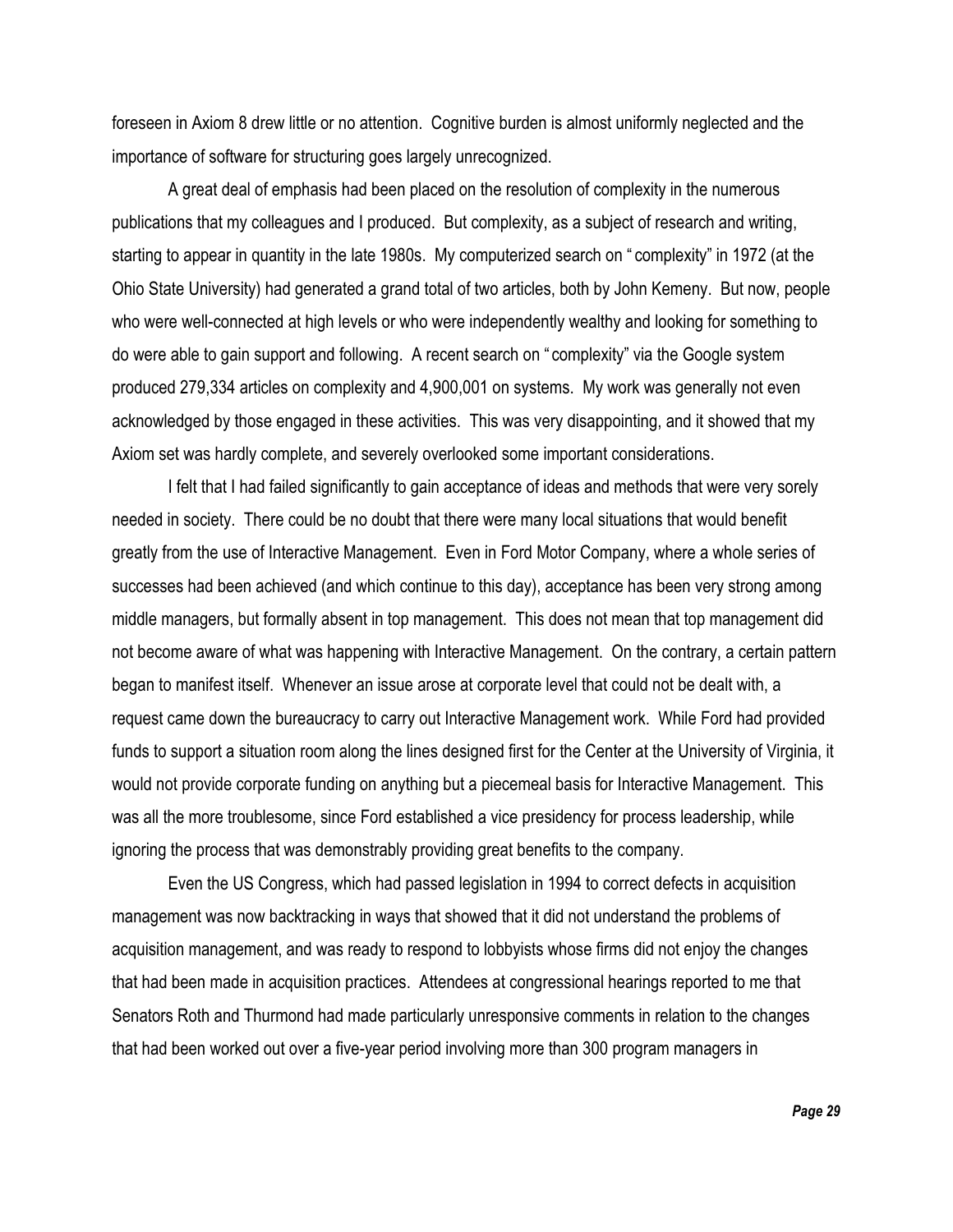foreseen in Axiom 8 drew little or no attention. Cognitive burden is almost uniformly neglected and the importance of software for structuring goes largely unrecognized.

A great deal of emphasis had been placed on the resolution of complexity in the numerous publications that my colleagues and I produced. But complexity, as a subject of research and writing, starting to appear in quantity in the late 1980s. My computerized search on " complexity" in 1972 (at the Ohio State University) had generated a grand total of two articles, both by John Kemeny. But now, people who were well-connected at high levels or who were independently wealthy and looking for something to do were able to gain support and following. A recent search on " complexity" via the Google system produced 279,334 articles on complexity and 4,900,001 on systems. My work was generally not even acknowledged by those engaged in these activities. This was very disappointing, and it showed that my Axiom set was hardly complete, and severely overlooked some important considerations.

I felt that I had failed significantly to gain acceptance of ideas and methods that were very sorely needed in society. There could be no doubt that there were many local situations that would benefit greatly from the use of Interactive Management. Even in Ford Motor Company, where a whole series of successes had been achieved (and which continue to this day), acceptance has been very strong among middle managers, but formally absent in top management. This does not mean that top management did not become aware of what was happening with Interactive Management. On the contrary, a certain pattern began to manifest itself. Whenever an issue arose at corporate level that could not be dealt with, a request came down the bureaucracy to carry out Interactive Management work. While Ford had provided funds to support a situation room along the lines designed first for the Center at the University of Virginia, it would not provide corporate funding on anything but a piecemeal basis for Interactive Management. This was all the more troublesome, since Ford established a vice presidency for process leadership, while ignoring the process that was demonstrably providing great benefits to the company.

Even the US Congress, which had passed legislation in 1994 to correct defects in acquisition management was now backtracking in ways that showed that it did not understand the problems of acquisition management, and was ready to respond to lobbyists whose firms did not enjoy the changes that had been made in acquisition practices. Attendees at congressional hearings reported to me that Senators Roth and Thurmond had made particularly unresponsive comments in relation to the changes that had been worked out over a five-year period involving more than 300 program managers in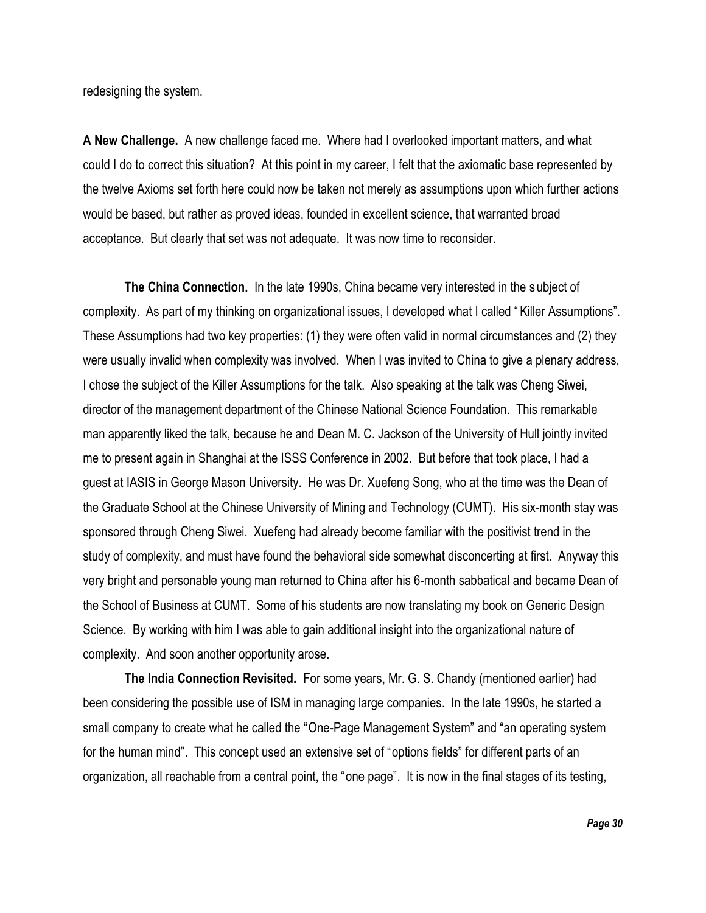redesigning the system.

**A New Challenge.** A new challenge faced me. Where had I overlooked important matters, and what could I do to correct this situation? At this point in my career, I felt that the axiomatic base represented by the twelve Axioms set forth here could now be taken not merely as assumptions upon which further actions would be based, but rather as proved ideas, founded in excellent science, that warranted broad acceptance. But clearly that set was not adequate. It was now time to reconsider.

**The China Connection.** In the late 1990s, China became very interested in the subject of complexity. As part of my thinking on organizational issues, I developed what I called "Killer Assumptions". These Assumptions had two key properties: (1) they were often valid in normal circumstances and (2) they were usually invalid when complexity was involved. When I was invited to China to give a plenary address, I chose the subject of the Killer Assumptions for the talk. Also speaking at the talk was Cheng Siwei, director of the management department of the Chinese National Science Foundation. This remarkable man apparently liked the talk, because he and Dean M. C. Jackson of the University of Hull jointly invited me to present again in Shanghai at the ISSS Conference in 2002. But before that took place, I had a guest at IASIS in George Mason University. He was Dr. Xuefeng Song, who at the time was the Dean of the Graduate School at the Chinese University of Mining and Technology (CUMT). His six-month stay was sponsored through Cheng Siwei. Xuefeng had already become familiar with the positivist trend in the study of complexity, and must have found the behavioral side somewhat disconcerting at first. Anyway this very bright and personable young man returned to China after his 6-month sabbatical and became Dean of the School of Business at CUMT. Some of his students are now translating my book on Generic Design Science. By working with him I was able to gain additional insight into the organizational nature of complexity. And soon another opportunity arose.

**The India Connection Revisited.** For some years, Mr. G. S. Chandy (mentioned earlier) had been considering the possible use of ISM in managing large companies. In the late 1990s, he started a small company to create what he called the "One-Page Management System" and "an operating system for the human mind". This concept used an extensive set of "options fields" for different parts of an organization, all reachable from a central point, the "one page". It is now in the final stages of its testing,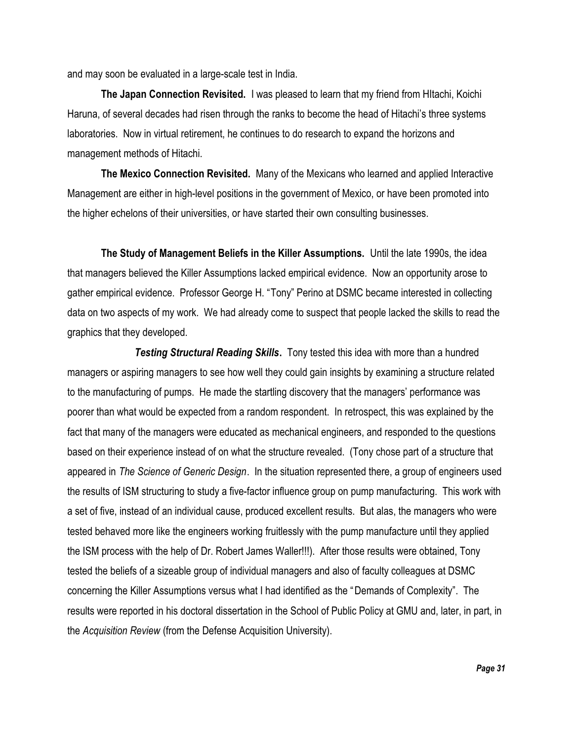and may soon be evaluated in a large-scale test in India.

**The Japan Connection Revisited.** I was pleased to learn that my friend from HItachi, Koichi Haruna, of several decades had risen through the ranks to become the head of Hitachi's three systems laboratories. Now in virtual retirement, he continues to do research to expand the horizons and management methods of Hitachi.

**The Mexico Connection Revisited.** Many of the Mexicans who learned and applied Interactive Management are either in high-level positions in the government of Mexico, or have been promoted into the higher echelons of their universities, or have started their own consulting businesses.

**The Study of Management Beliefs in the Killer Assumptions.** Until the late 1990s, the idea that managers believed the Killer Assumptions lacked empirical evidence. Now an opportunity arose to gather empirical evidence. Professor George H. "Tony" Perino at DSMC became interested in collecting data on two aspects of my work. We had already come to suspect that people lacked the skills to read the graphics that they developed.

***Testing Structural Reading Skills*.** Tony tested this idea with more than a hundred managers or aspiring managers to see how well they could gain insights by examining a structure related to the manufacturing of pumps. He made the startling discovery that the managers' performance was poorer than what would be expected from a random respondent. In retrospect, this was explained by the fact that many of the managers were educated as mechanical engineers, and responded to the questions based on their experience instead of on what the structure revealed. (Tony chose part of a structure that appeared in *The Science of Generic Design*. In the situation represented there, a group of engineers used the results of ISM structuring to study a five-factor influence group on pump manufacturing. This work with a set of five, instead of an individual cause, produced excellent results. But alas, the managers who were tested behaved more like the engineers working fruitlessly with the pump manufacture until they applied the ISM process with the help of Dr. Robert James Waller!!!). After those results were obtained, Tony tested the beliefs of a sizeable group of individual managers and also of faculty colleagues at DSMC concerning the Killer Assumptions versus what I had identified as the "Demands of Complexity". The results were reported in his doctoral dissertation in the School of Public Policy at GMU and, later, in part, in the *Acquisition Review* (from the Defense Acquisition University).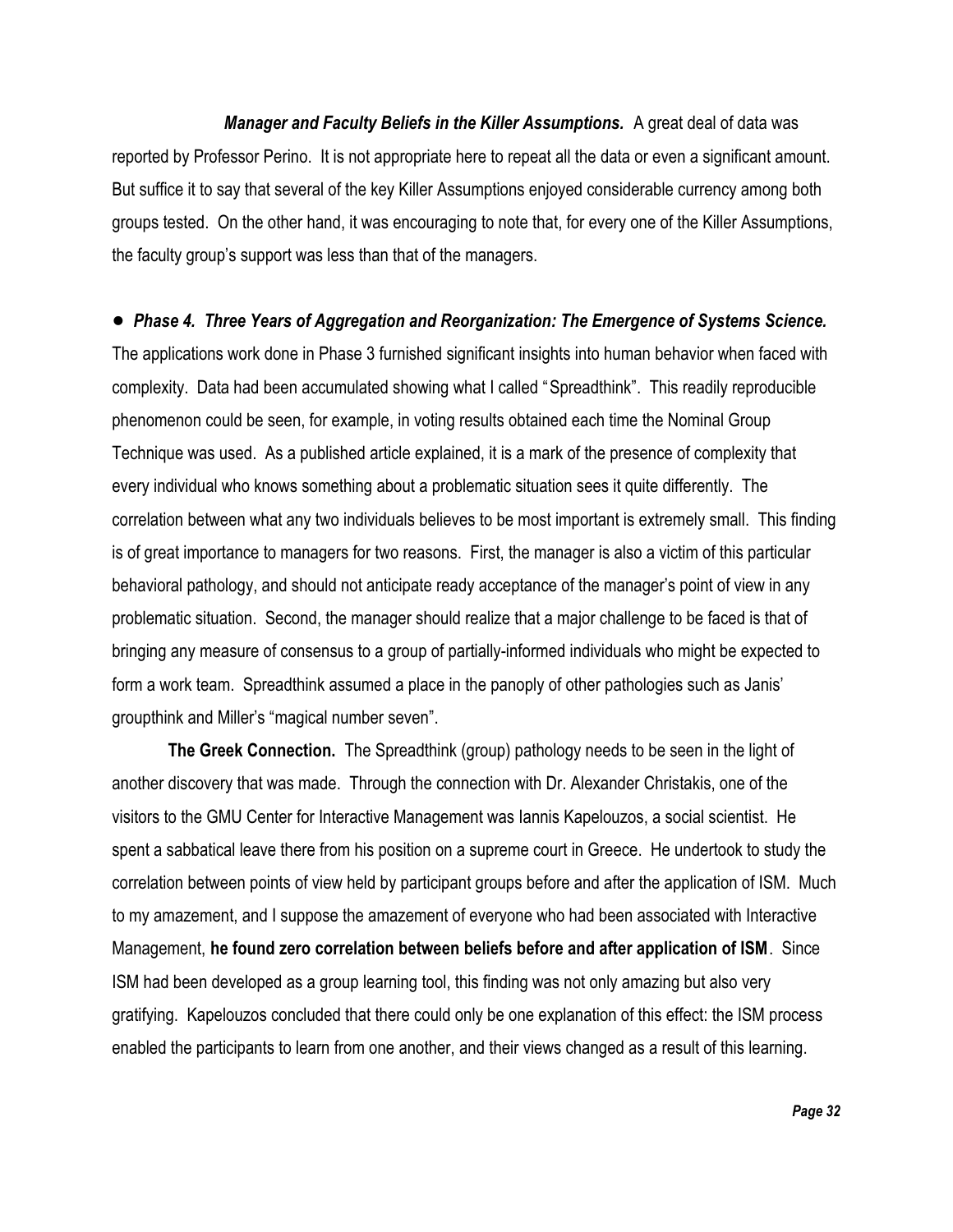***Manager and Faculty Beliefs in the Killer Assumptions.*** A great deal of data was reported by Professor Perino. It is not appropriate here to repeat all the data or even a significant amount. But suffice it to say that several of the key Killer Assumptions enjoyed considerable currency among both groups tested. On the other hand, it was encouraging to note that, for every one of the Killer Assumptions, the faculty group's support was less than that of the managers.

● ***Phase 4. Three Years of Aggregation and Reorganization: The Emergence of Systems Science.*** The applications work done in Phase 3 furnished significant insights into human behavior when faced with complexity. Data had been accumulated showing what I called "Spreadthink". This readily reproducible phenomenon could be seen, for example, in voting results obtained each time the Nominal Group Technique was used. As a published article explained, it is a mark of the presence of complexity that every individual who knows something about a problematic situation sees it quite differently. The correlation between what any two individuals believes to be most important is extremely small. This finding is of great importance to managers for two reasons. First, the manager is also a victim of this particular behavioral pathology, and should not anticipate ready acceptance of the manager's point of view in any problematic situation. Second, the manager should realize that a major challenge to be faced is that of bringing any measure of consensus to a group of partially-informed individuals who might be expected to form a work team. Spreadthink assumed a place in the panoply of other pathologies such as Janis' groupthink and Miller's "magical number seven".

**The Greek Connection.** The Spreadthink (group) pathology needs to be seen in the light of another discovery that was made. Through the connection with Dr. Alexander Christakis, one of the visitors to the GMU Center for Interactive Management was Iannis Kapelouzos, a social scientist. He spent a sabbatical leave there from his position on a supreme court in Greece. He undertook to study the correlation between points of view held by participant groups before and after the application of ISM. Much to my amazement, and I suppose the amazement of everyone who had been associated with Interactive Management, **he found zero correlation between beliefs before and after application of ISM**. Since ISM had been developed as a group learning tool, this finding was not only amazing but also very gratifying. Kapelouzos concluded that there could only be one explanation of this effect: the ISM process enabled the participants to learn from one another, and their views changed as a result of this learning.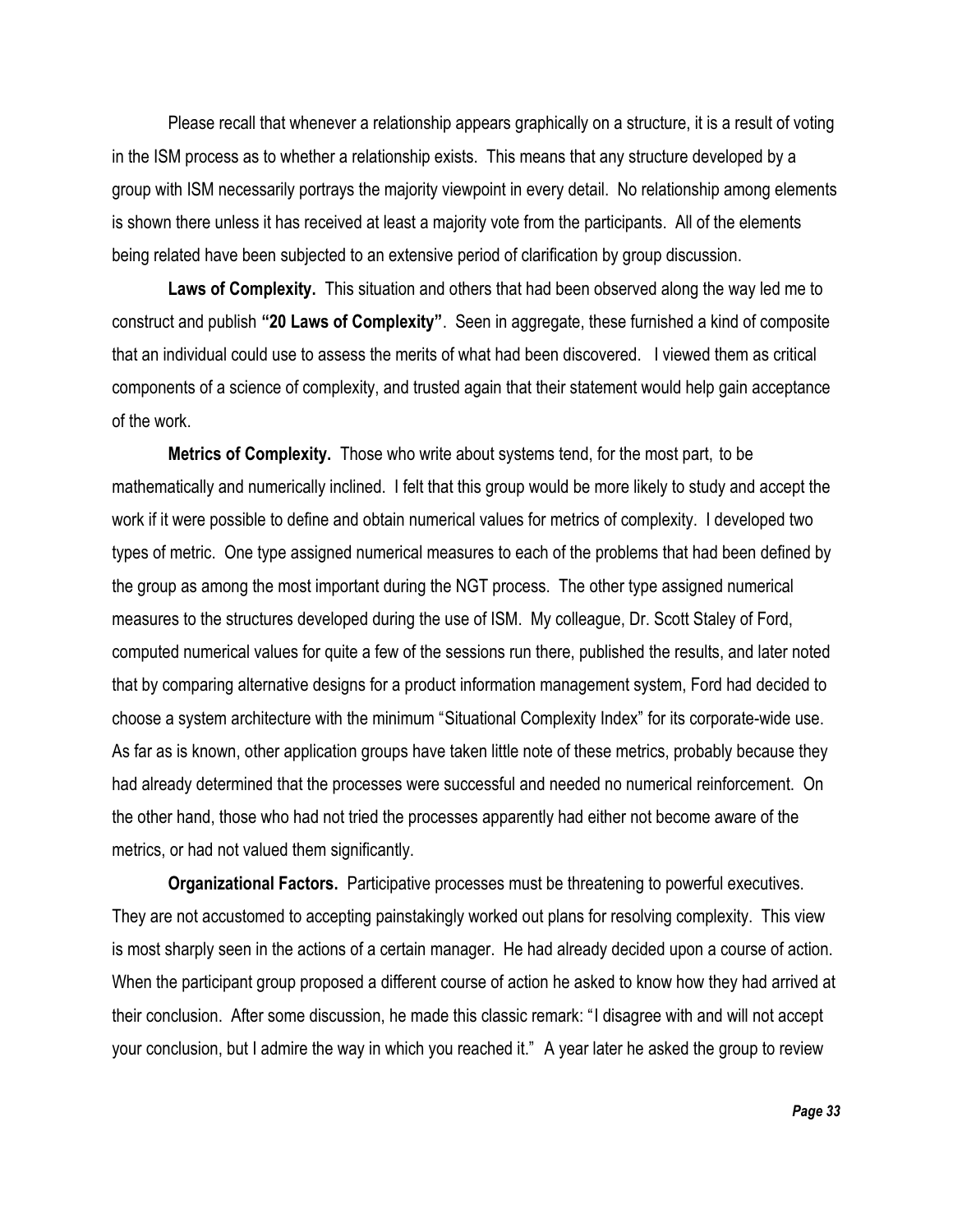Please recall that whenever a relationship appears graphically on a structure, it is a result of voting in the ISM process as to whether a relationship exists. This means that any structure developed by a group with ISM necessarily portrays the majority viewpoint in every detail. No relationship among elements is shown there unless it has received at least a majority vote from the participants. All of the elements being related have been subjected to an extensive period of clarification by group discussion.

**Laws of Complexity.** This situation and others that had been observed along the way led me to construct and publish **"20 Laws of Complexity"**. Seen in aggregate, these furnished a kind of composite that an individual could use to assess the merits of what had been discovered. I viewed them as critical components of a science of complexity, and trusted again that their statement would help gain acceptance of the work.

**Metrics of Complexity.** Those who write about systems tend, for the most part, to be mathematically and numerically inclined. I felt that this group would be more likely to study and accept the work if it were possible to define and obtain numerical values for metrics of complexity. I developed two types of metric. One type assigned numerical measures to each of the problems that had been defined by the group as among the most important during the NGT process. The other type assigned numerical measures to the structures developed during the use of ISM. My colleague, Dr. Scott Staley of Ford, computed numerical values for quite a few of the sessions run there, published the results, and later noted that by comparing alternative designs for a product information management system, Ford had decided to choose a system architecture with the minimum "Situational Complexity Index" for its corporate-wide use. As far as is known, other application groups have taken little note of these metrics, probably because they had already determined that the processes were successful and needed no numerical reinforcement. On the other hand, those who had not tried the processes apparently had either not become aware of the metrics, or had not valued them significantly.

**Organizational Factors.** Participative processes must be threatening to powerful executives. They are not accustomed to accepting painstakingly worked out plans for resolving complexity. This view is most sharply seen in the actions of a certain manager. He had already decided upon a course of action. When the participant group proposed a different course of action he asked to know how they had arrived at their conclusion. After some discussion, he made this classic remark: "I disagree with and will not accept your conclusion, but I admire the way in which you reached it." A year later he asked the group to review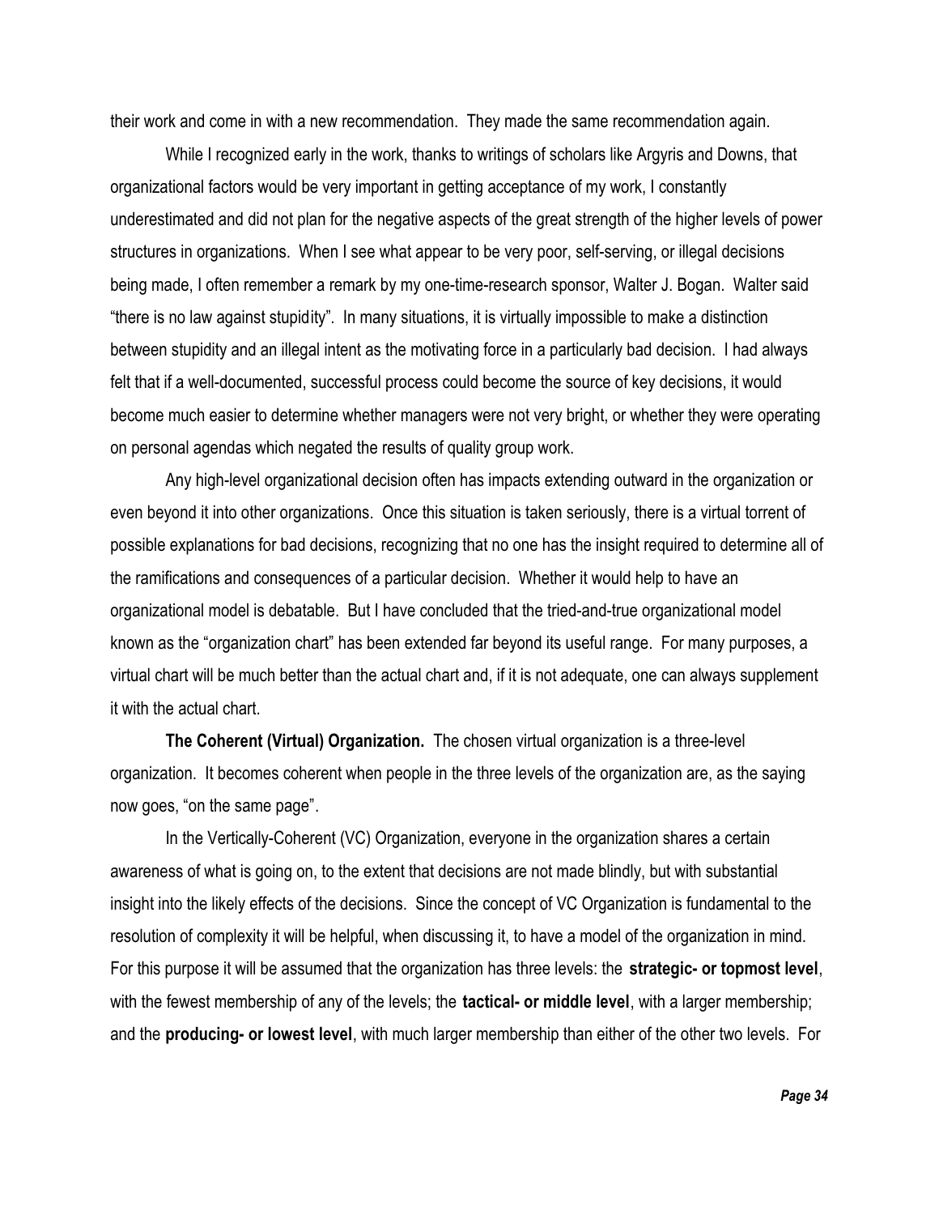their work and come in with a new recommendation. They made the same recommendation again.

While I recognized early in the work, thanks to writings of scholars like Argyris and Downs, that organizational factors would be very important in getting acceptance of my work, I constantly underestimated and did not plan for the negative aspects of the great strength of the higher levels of power structures in organizations. When I see what appear to be very poor, self-serving, or illegal decisions being made, I often remember a remark by my one-time-research sponsor, Walter J. Bogan. Walter said "there is no law against stupidity". In many situations, it is virtually impossible to make a distinction between stupidity and an illegal intent as the motivating force in a particularly bad decision. I had always felt that if a well-documented, successful process could become the source of key decisions, it would become much easier to determine whether managers were not very bright, or whether they were operating on personal agendas which negated the results of quality group work.

Any high-level organizational decision often has impacts extending outward in the organization or even beyond it into other organizations. Once this situation is taken seriously, there is a virtual torrent of possible explanations for bad decisions, recognizing that no one has the insight required to determine all of the ramifications and consequences of a particular decision. Whether it would help to have an organizational model is debatable. But I have concluded that the tried-and-true organizational model known as the "organization chart" has been extended far beyond its useful range. For many purposes, a virtual chart will be much better than the actual chart and, if it is not adequate, one can always supplement it with the actual chart.

**The Coherent (Virtual) Organization.** The chosen virtual organization is a three-level organization. It becomes coherent when people in the three levels of the organization are, as the saying now goes, "on the same page".

In the Vertically-Coherent (VC) Organization, everyone in the organization shares a certain awareness of what is going on, to the extent that decisions are not made blindly, but with substantial insight into the likely effects of the decisions. Since the concept of VC Organization is fundamental to the resolution of complexity it will be helpful, when discussing it, to have a model of the organization in mind. For this purpose it will be assumed that the organization has three levels: the **strategic- or topmost level**, with the fewest membership of any of the levels; the **tactical- or middle level**, with a larger membership; and the **producing- or lowest level**, with much larger membership than either of the other two levels. For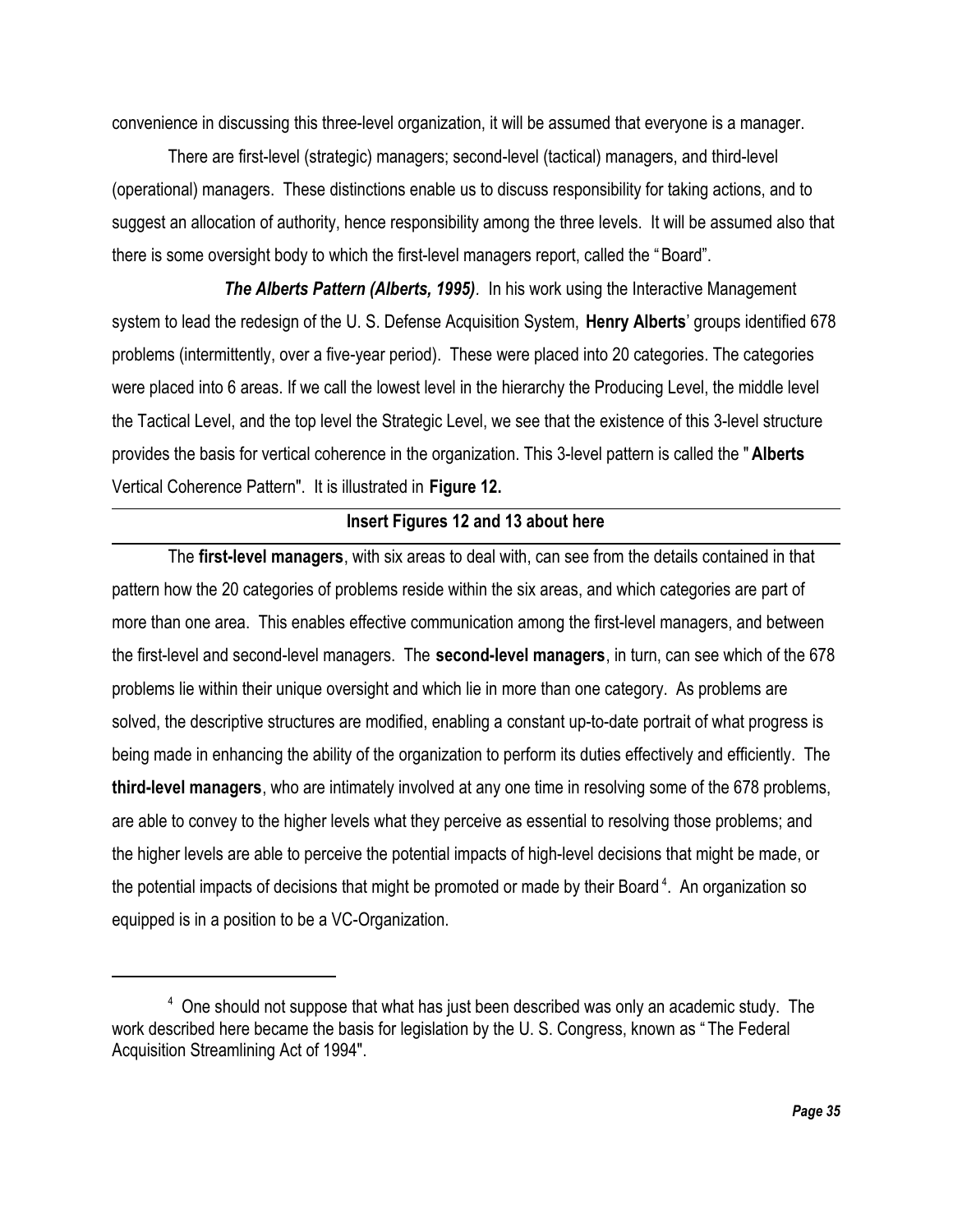convenience in discussing this three-level organization, it will be assumed that everyone is a manager.

There are first-level (strategic) managers; second-level (tactical) managers, and third-level (operational) managers. These distinctions enable us to discuss responsibility for taking actions, and to suggest an allocation of authority, hence responsibility among the three levels. It will be assumed also that there is some oversight body to which the first-level managers report, called the "Board".

***The Alberts Pattern (Alberts, 1995)***. In his work using the Interactive Management system to lead the redesign of the U. S. Defense Acquisition System, **Henry Alberts**' groups identified 678 problems (intermittently, over a five-year period). These were placed into 20 categories. The categories were placed into 6 areas. If we call the lowest level in the hierarchy the Producing Level, the middle level the Tactical Level, and the top level the Strategic Level, we see that the existence of this 3-level structure provides the basis for vertical coherence in the organization. This 3-level pattern is called the "**Alberts** Vertical Coherence Pattern". It is illustrated in **Figure 12.**

---

**Insert Figures 12 and 13 about here**

---

The **first-level managers**, with six areas to deal with, can see from the details contained in that pattern how the 20 categories of problems reside within the six areas, and which categories are part of more than one area. This enables effective communication among the first-level managers, and between the first-level and second-level managers. The **second-level managers**, in turn, can see which of the 678 problems lie within their unique oversight and which lie in more than one category. As problems are solved, the descriptive structures are modified, enabling a constant up-to-date portrait of what progress is being made in enhancing the ability of the organization to perform its duties effectively and efficiently. The **third-level managers**, who are intimately involved at any one time in resolving some of the 678 problems, are able to convey to the higher levels what they perceive as essential to resolving those problems; and the higher levels are able to perceive the potential impacts of high-level decisions that might be made, or the potential impacts of decisions that might be promoted or made by their Board[4]. An organization so equipped is in a position to be a VC-Organization.

[4] One should not suppose that what has just been described was only an academic study. The work described here became the basis for legislation by the U. S. Congress, known as "The Federal Acquisition Streamlining Act of 1994".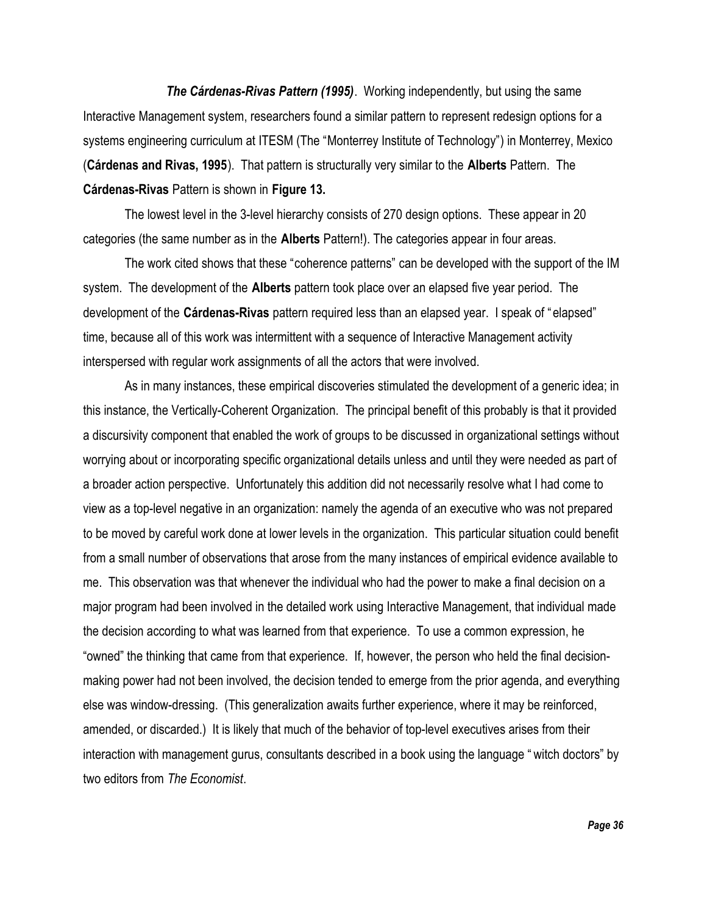***The Cárdenas-Rivas Pattern (1995)***. Working independently, but using the same Interactive Management system, researchers found a similar pattern to represent redesign options for a systems engineering curriculum at ITESM (The "Monterrey Institute of Technology") in Monterrey, Mexico (**Cárdenas and Rivas, 1995**). That pattern is structurally very similar to the **Alberts** Pattern. The **Cárdenas-Rivas** Pattern is shown in **Figure 13.**

The lowest level in the 3-level hierarchy consists of 270 design options. These appear in 20 categories (the same number as in the **Alberts** Pattern!). The categories appear in four areas.

The work cited shows that these "coherence patterns" can be developed with the support of the IM system. The development of the **Alberts** pattern took place over an elapsed five year period. The development of the **Cárdenas-Rivas** pattern required less than an elapsed year. I speak of "elapsed" time, because all of this work was intermittent with a sequence of Interactive Management activity interspersed with regular work assignments of all the actors that were involved.

As in many instances, these empirical discoveries stimulated the development of a generic idea; in this instance, the Vertically-Coherent Organization. The principal benefit of this probably is that it provided a discursivity component that enabled the work of groups to be discussed in organizational settings without worrying about or incorporating specific organizational details unless and until they were needed as part of a broader action perspective. Unfortunately this addition did not necessarily resolve what I had come to view as a top-level negative in an organization: namely the agenda of an executive who was not prepared to be moved by careful work done at lower levels in the organization. This particular situation could benefit from a small number of observations that arose from the many instances of empirical evidence available to me. This observation was that whenever the individual who had the power to make a final decision on a major program had been involved in the detailed work using Interactive Management, that individual made the decision according to what was learned from that experience. To use a common expression, he "owned" the thinking that came from that experience. If, however, the person who held the final decision-making power had not been involved, the decision tended to emerge from the prior agenda, and everything else was window-dressing. (This generalization awaits further experience, where it may be reinforced, amended, or discarded.) It is likely that much of the behavior of top-level executives arises from their interaction with management gurus, consultants described in a book using the language "witch doctors" by two editors from *The Economist*.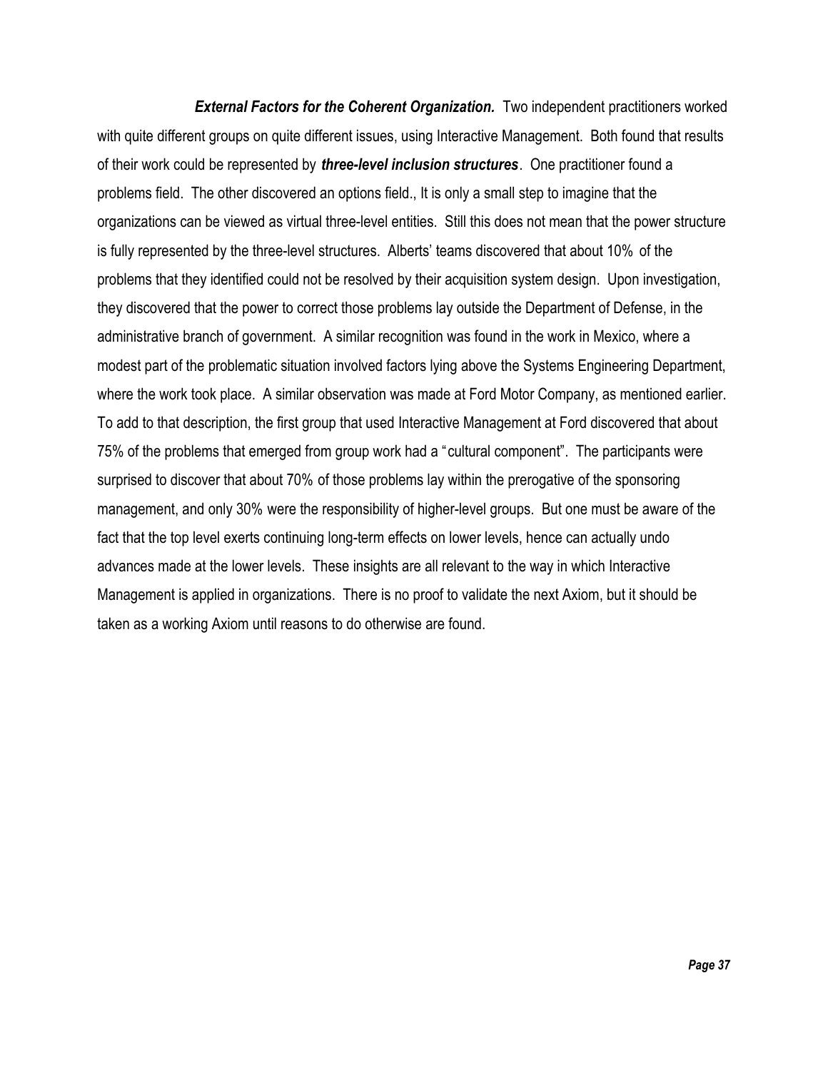***External Factors for the Coherent Organization.*** Two independent practitioners worked with quite different groups on quite different issues, using Interactive Management. Both found that results of their work could be represented by ***three-level inclusion structures***. One practitioner found a problems field. The other discovered an options field., It is only a small step to imagine that the organizations can be viewed as virtual three-level entities. Still this does not mean that the power structure is fully represented by the three-level structures. Alberts' teams discovered that about 10% of the problems that they identified could not be resolved by their acquisition system design. Upon investigation, they discovered that the power to correct those problems lay outside the Department of Defense, in the administrative branch of government. A similar recognition was found in the work in Mexico, where a modest part of the problematic situation involved factors lying above the Systems Engineering Department, where the work took place. A similar observation was made at Ford Motor Company, as mentioned earlier. To add to that description, the first group that used Interactive Management at Ford discovered that about 75% of the problems that emerged from group work had a "cultural component". The participants were surprised to discover that about 70% of those problems lay within the prerogative of the sponsoring management, and only 30% were the responsibility of higher-level groups. But one must be aware of the fact that the top level exerts continuing long-term effects on lower levels, hence can actually undo advances made at the lower levels. These insights are all relevant to the way in which Interactive Management is applied in organizations. There is no proof to validate the next Axiom, but it should be taken as a working Axiom until reasons to do otherwise are found.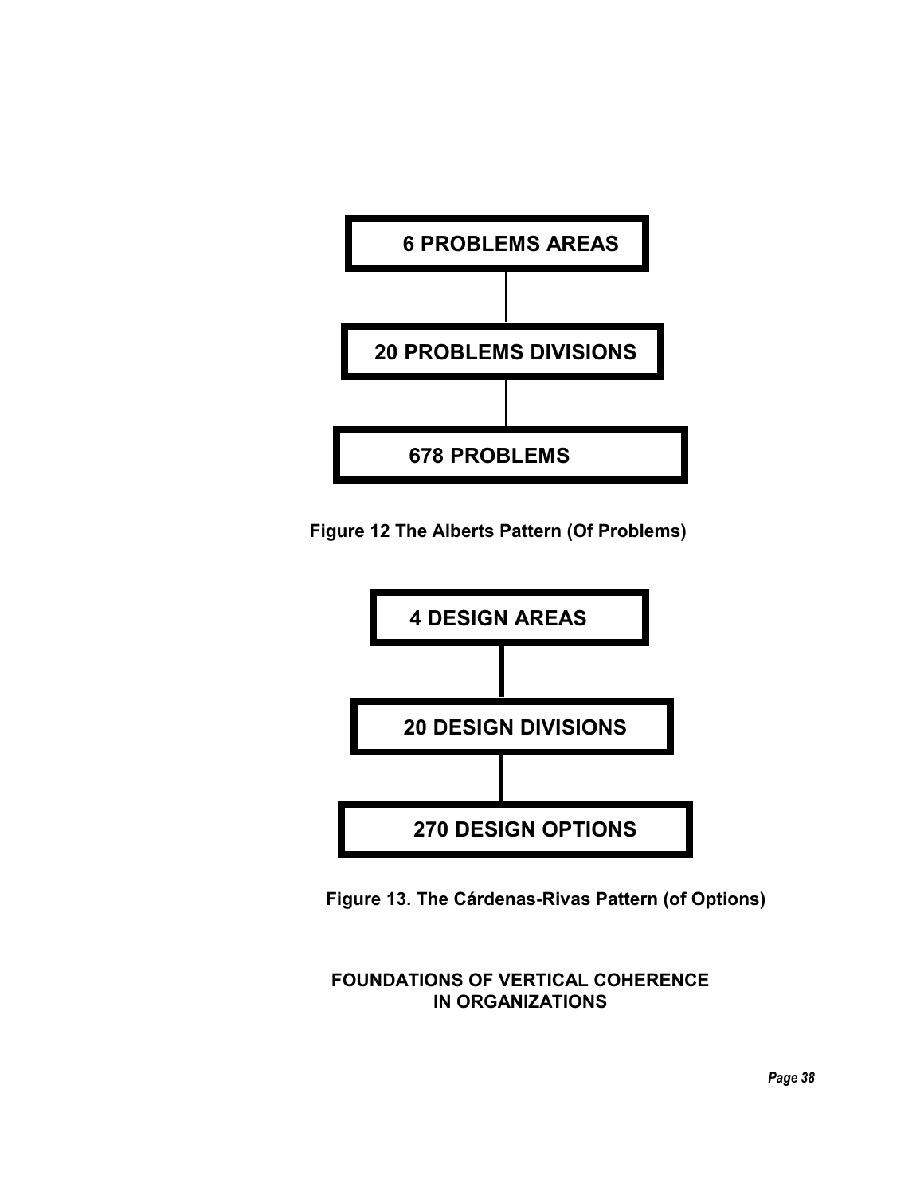**6 PROBLEMS AREAS**

**20 PROBLEMS DIVISIONS**

**678 PROBLEMS**

**Figure 12 The Alberts Pattern (Of Problems)**

**4 DESIGN AREAS**

**20 DESIGN DIVISIONS**

**270 DESIGN OPTIONS**

**Figure 13. The Cárdenas-Rivas Pattern (of Options)**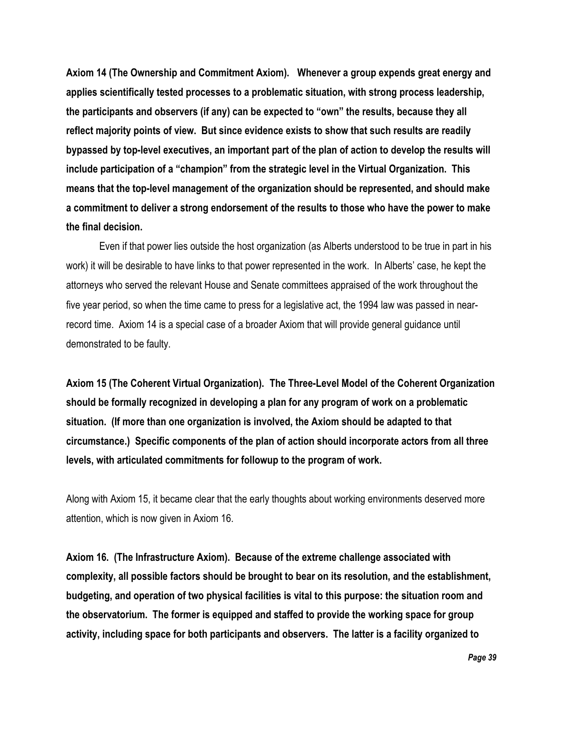**Axiom 14 (The Ownership and Commitment Axiom). Whenever a group expends great energy and applies scientifically tested processes to a problematic situation, with strong process leadership, the participants and observers (if any) can be expected to "own" the results, because they all reflect majority points of view. But since evidence exists to show that such results are readily bypassed by top-level executives, an important part of the plan of action to develop the results will include participation of a "champion" from the strategic level in the Virtual Organization. This means that the top-level management of the organization should be represented, and should make a commitment to deliver a strong endorsement of the results to those who have the power to make the final decision.**

Even if that power lies outside the host organization (as Alberts understood to be true in part in his work) it will be desirable to have links to that power represented in the work. In Alberts' case, he kept the attorneys who served the relevant House and Senate committees appraised of the work throughout the five year period, so when the time came to press for a legislative act, the 1994 law was passed in near-record time. Axiom 14 is a special case of a broader Axiom that will provide general guidance until demonstrated to be faulty.

**Axiom 15 (The Coherent Virtual Organization). The Three-Level Model of the Coherent Organization should be formally recognized in developing a plan for any program of work on a problematic situation. (If more than one organization is involved, the Axiom should be adapted to that circumstance.) Specific components of the plan of action should incorporate actors from all three levels, with articulated commitments for followup to the program of work.**

Along with Axiom 15, it became clear that the early thoughts about working environments deserved more attention, which is now given in Axiom 16.

**Axiom 16. (The Infrastructure Axiom). Because of the extreme challenge associated with complexity, all possible factors should be brought to bear on its resolution, and the establishment, budgeting, and operation of two physical facilities is vital to this purpose: the situation room and the observatorium. The former is equipped and staffed to provide the working space for group activity, including space for both participants and observers. The latter is a facility organized to**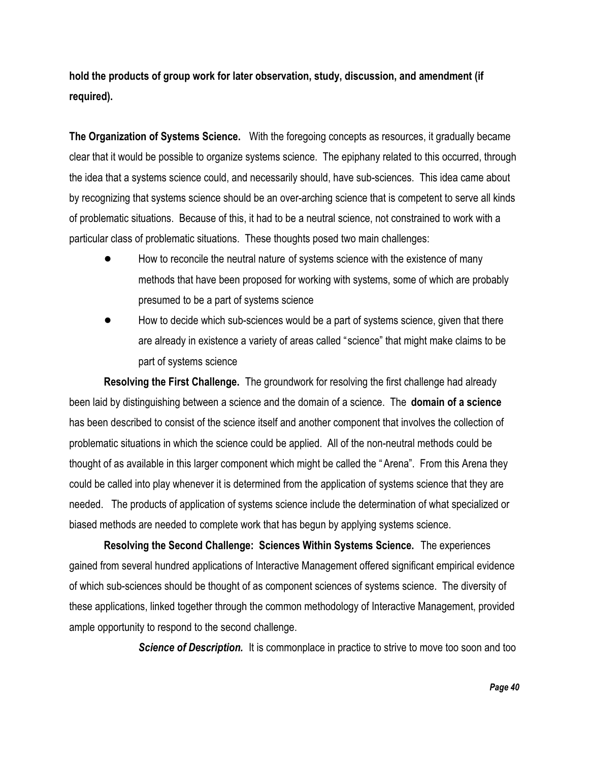**hold the products of group work for later observation, study, discussion, and amendment (if required).**

**The Organization of Systems Science.** With the foregoing concepts as resources, it gradually became clear that it would be possible to organize systems science. The epiphany related to this occurred, through the idea that a systems science could, and necessarily should, have sub-sciences. This idea came about by recognizing that systems science should be an over-arching science that is competent to serve all kinds of problematic situations. Because of this, it had to be a neutral science, not constrained to work with a particular class of problematic situations. These thoughts posed two main challenges:

- How to reconcile the neutral nature of systems science with the existence of many methods that have been proposed for working with systems, some of which are probably presumed to be a part of systems science
- How to decide which sub-sciences would be a part of systems science, given that there are already in existence a variety of areas called "science" that might make claims to be part of systems science

**Resolving the First Challenge.** The groundwork for resolving the first challenge had already been laid by distinguishing between a science and the domain of a science. The **domain of a science** has been described to consist of the science itself and another component that involves the collection of problematic situations in which the science could be applied. All of the non-neutral methods could be thought of as available in this larger component which might be called the "Arena". From this Arena they could be called into play whenever it is determined from the application of systems science that they are needed. The products of application of systems science include the determination of what specialized or biased methods are needed to complete work that has begun by applying systems science.

**Resolving the Second Challenge: Sciences Within Systems Science.** The experiences gained from several hundred applications of Interactive Management offered significant empirical evidence of which sub-sciences should be thought of as component sciences of systems science. The diversity of these applications, linked together through the common methodology of Interactive Management, provided ample opportunity to respond to the second challenge.

***Science of Description.*** It is commonplace in practice to strive to move too soon and too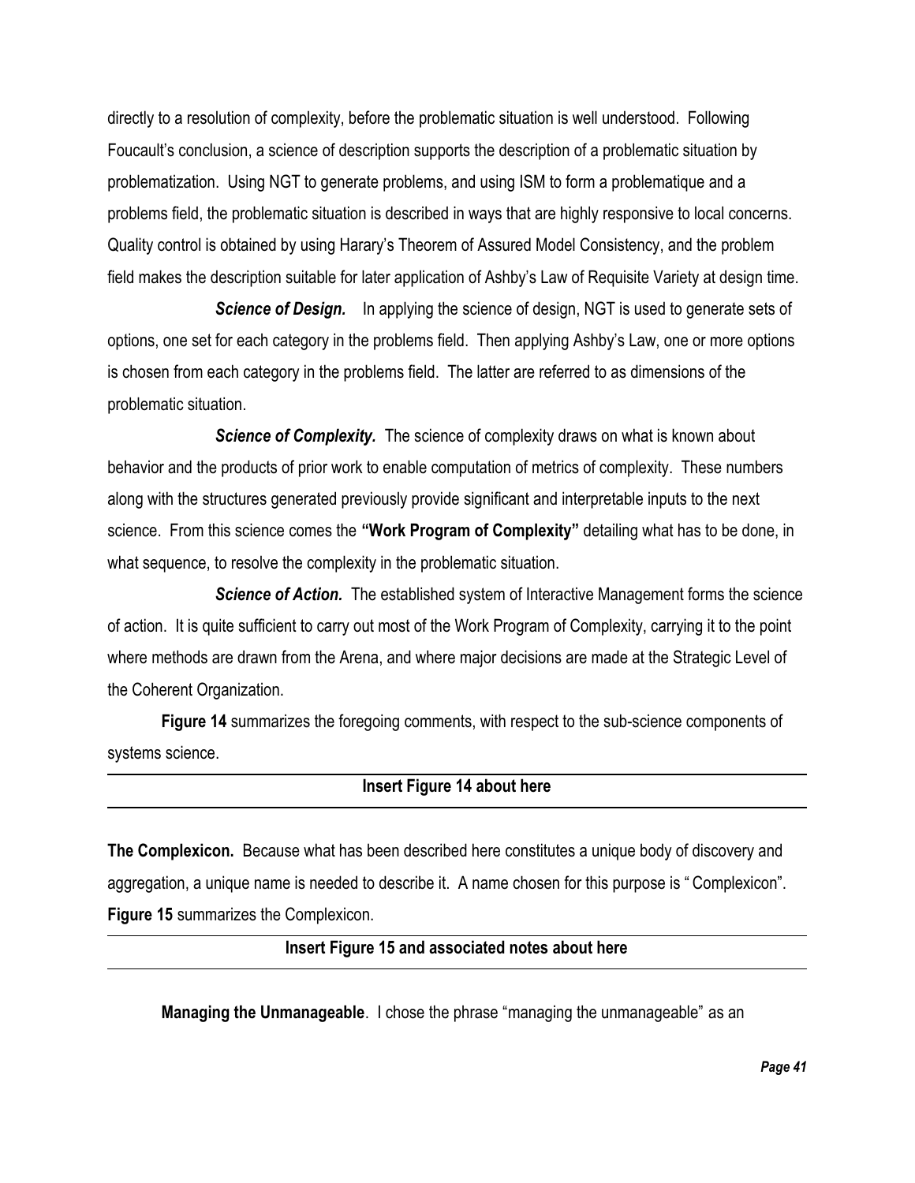directly to a resolution of complexity, before the problematic situation is well understood. Following Foucault's conclusion, a science of description supports the description of a problematic situation by problematization. Using NGT to generate problems, and using ISM to form a problematique and a problems field, the problematic situation is described in ways that are highly responsive to local concerns. Quality control is obtained by using Harary's Theorem of Assured Model Consistency, and the problem field makes the description suitable for later application of Ashby's Law of Requisite Variety at design time.

***Science of Design.*** In applying the science of design, NGT is used to generate sets of options, one set for each category in the problems field. Then applying Ashby's Law, one or more options is chosen from each category in the problems field. The latter are referred to as dimensions of the problematic situation.

***Science of Complexity.*** The science of complexity draws on what is known about behavior and the products of prior work to enable computation of metrics of complexity. These numbers along with the structures generated previously provide significant and interpretable inputs to the next science. From this science comes the **"Work Program of Complexity"** detailing what has to be done, in what sequence, to resolve the complexity in the problematic situation.

***Science of Action.*** The established system of Interactive Management forms the science of action. It is quite sufficient to carry out most of the Work Program of Complexity, carrying it to the point where methods are drawn from the Arena, and where major decisions are made at the Strategic Level of the Coherent Organization.

**Figure 14** summarizes the foregoing comments, with respect to the sub-science components of systems science.

---

**Insert Figure 14 about here**

---

**The Complexicon.** Because what has been described here constitutes a unique body of discovery and aggregation, a unique name is needed to describe it. A name chosen for this purpose is " Complexicon". **Figure 15** summarizes the Complexicon.

---

**Insert Figure 15 and associated notes about here**

---

**Managing the Unmanageable**. I chose the phrase "managing the unmanageable" as an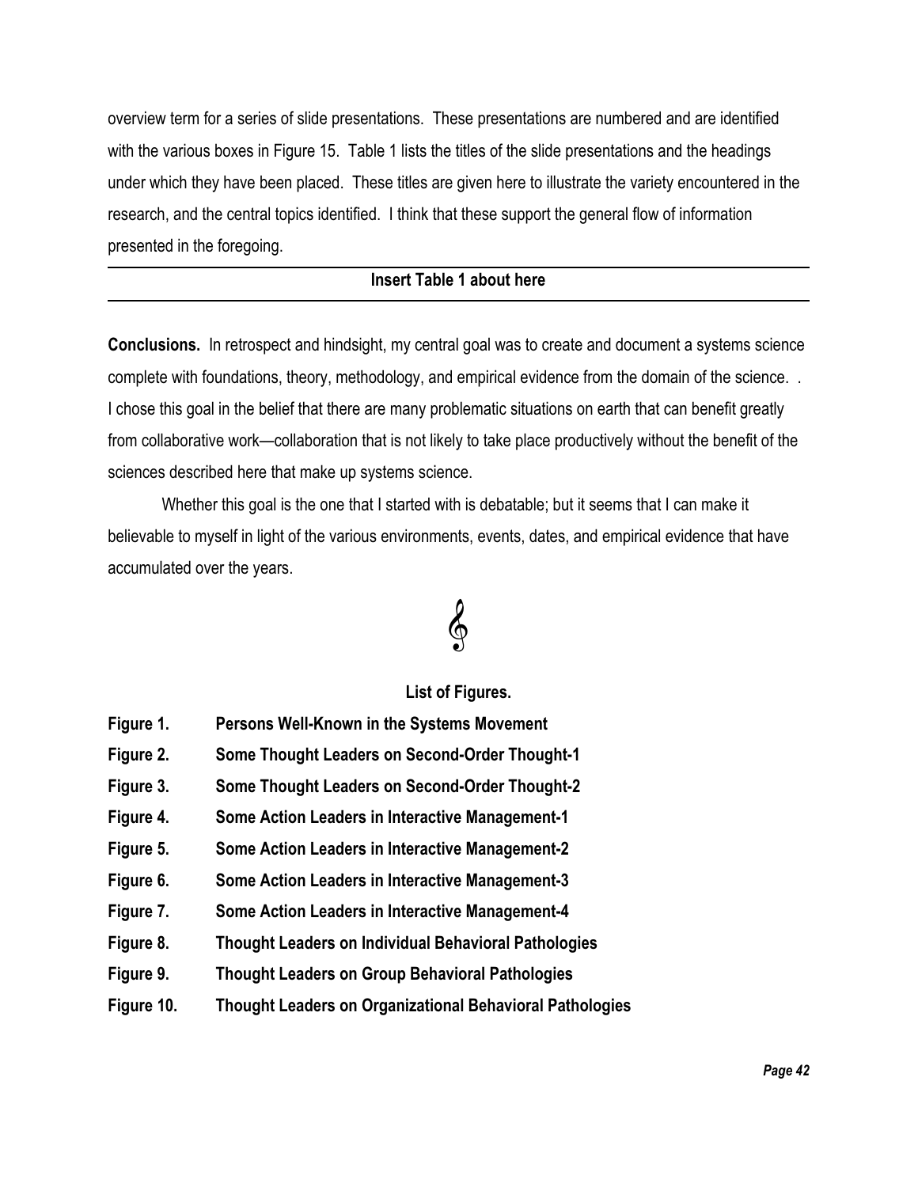overview term for a series of slide presentations. These presentations are numbered and are identified with the various boxes in Figure 15. Table 1 lists the titles of the slide presentations and the headings under which they have been placed. These titles are given here to illustrate the variety encountered in the research, and the central topics identified. I think that these support the general flow of information presented in the foregoing.

---

**Insert Table 1 about here**

---

**Conclusions.** In retrospect and hindsight, my central goal was to create and document a systems science complete with foundations, theory, methodology, and empirical evidence from the domain of the science. . I chose this goal in the belief that there are many problematic situations on earth that can benefit greatly from collaborative work—collaboration that is not likely to take place productively without the benefit of the sciences described here that make up systems science.

Whether this goal is the one that I started with is debatable; but it seems that I can make it believable to myself in light of the various environments, events, dates, and empirical evidence that have accumulated over the years.

𝄞

**List of Figures.**

**Figure 1.** **Persons Well-Known in the Systems Movement**

**Figure 2.** **Some Thought Leaders on Second-Order Thought-1**

**Figure 3.** **Some Thought Leaders on Second-Order Thought-2**

**Figure 4.** **Some Action Leaders in Interactive Management-1**

**Figure 5.** **Some Action Leaders in Interactive Management-2**

**Figure 6.** **Some Action Leaders in Interactive Management-3**

**Figure 7.** **Some Action Leaders in Interactive Management-4**

**Figure 8.** **Thought Leaders on Individual Behavioral Pathologies**

**Figure 9.** **Thought Leaders on Group Behavioral Pathologies**

**Figure 10.** **Thought Leaders on Organizational Behavioral Pathologies**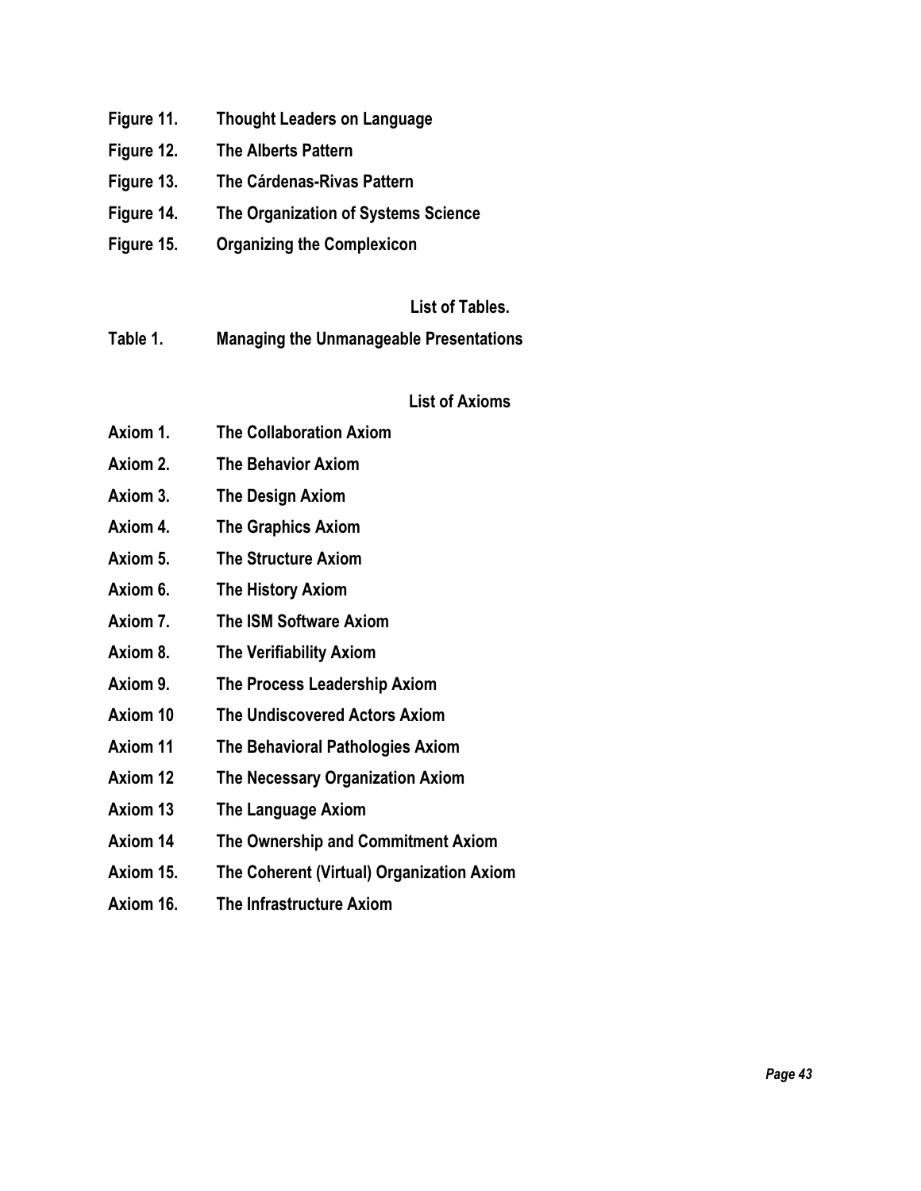**Figure 11.** **Thought Leaders on Language**

**Figure 12.** **The Alberts Pattern**

**Figure 13.** **The Cárdenas-Rivas Pattern**

**Figure 14.** **The Organization of Systems Science**

**Figure 15.** **Organizing the Complexicon**

## List of Tables.

**Table 1.** **Managing the Unmanageable Presentations**

## List of Axioms

**Axiom 1.** **The Collaboration Axiom**

**Axiom 2.** **The Behavior Axiom**

**Axiom 3.** **The Design Axiom**

**Axiom 4.** **The Graphics Axiom**

**Axiom 5.** **The Structure Axiom**

**Axiom 6.** **The History Axiom**

**Axiom 7.** **The ISM Software Axiom**

**Axiom 8.** **The Verifiability Axiom**

**Axiom 9.** **The Process Leadership Axiom**

**Axiom 10** **The Undiscovered Actors Axiom**

**Axiom 11** **The Behavioral Pathologies Axiom**

**Axiom 12** **The Necessary Organization Axiom**

**Axiom 13** **The Language Axiom**

**Axiom 14** **The Ownership and Commitment Axiom**

**Axiom 15.** **The Coherent (Virtual) Organization Axiom**

**Axiom 16.** **The Infrastructure Axiom**